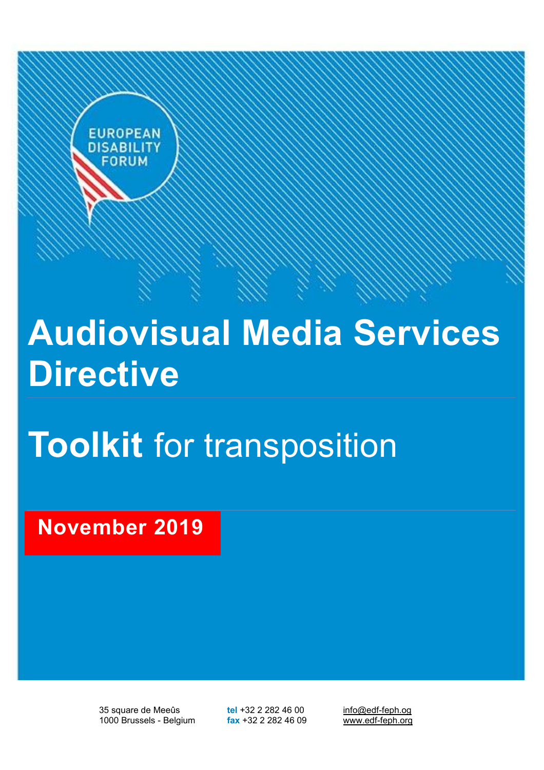EUROPEAN DISABILITY FORUM

# Audiovisual Media Services Directive

# **Toolkit** for transposition

**November 2019**

35 square de Meeûs
1000 Brussels - Belgium

**tel** +32 2 282 46 00
**fax** +32 2 282 46 09

info@edf-feph.og
www.edf-feph.org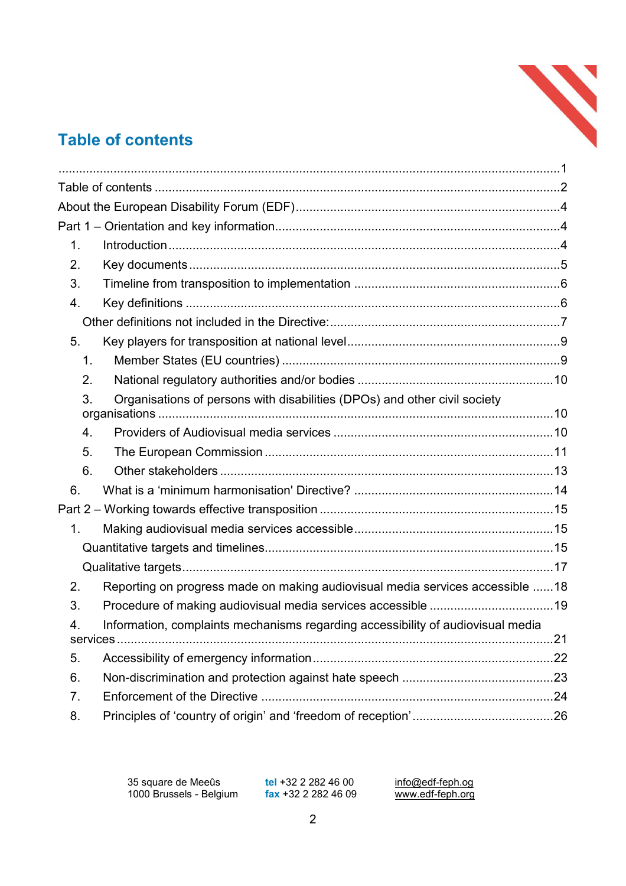## Table of contents

.................................................................................................................................................1

Table of contents ....................................................................................................................2

About the European Disability Forum (EDF)...........................................................................4

Part 1 – Orientation and key information.................................................................................4

1. Introduction.........................................................................................................................4
2. Key documents....................................................................................................................5
3. Timeline from transposition to implementation ...........................................................6
4. Key definitions ..................................................................................................................6

   Other definitions not included in the Directive:.................................................................7

5. Key players for transposition at national level.............................................................9
   1. Member States (EU countries) ...................................................................................9
   2. National regulatory authorities and/or bodies .......................................................10
   3. Organisations of persons with disabilities (DPOs) and other civil society organisations .................................................................................................................10
   4. Providers of Audiovisual media services ...............................................................10
   5. The European Commission ..................................................................................11
   6. Other stakeholders ...............................................................................................13
6. What is a 'minimum harmonisation' Directive? .........................................................14

Part 2 – Working towards effective transposition ..................................................................15

1. Making audiovisual media services accessible.........................................................15

   Quantitative targets and timelines..................................................................................15

   Qualitative targets...........................................................................................................17

2. Reporting on progress made on making audiovisual media services accessible ......18
3. Procedure of making audiovisual media services accessible ...................................19
4. Information, complaints mechanisms regarding accessibility of audiovisual media services .............................................................................................................................21
5. Accessibility of emergency information .....................................................................22
6. Non-discrimination and protection against hate speech ...........................................23
7. Enforcement of the Directive ....................................................................................24
8. Principles of 'country of origin' and 'freedom of reception'.........................................26

35 square de Meeûs
1000 Brussels - Belgium

**tel** +32 2 282 46 00
**fax** +32 2 282 46 09

info@edf-feph.og
www.edf-feph.org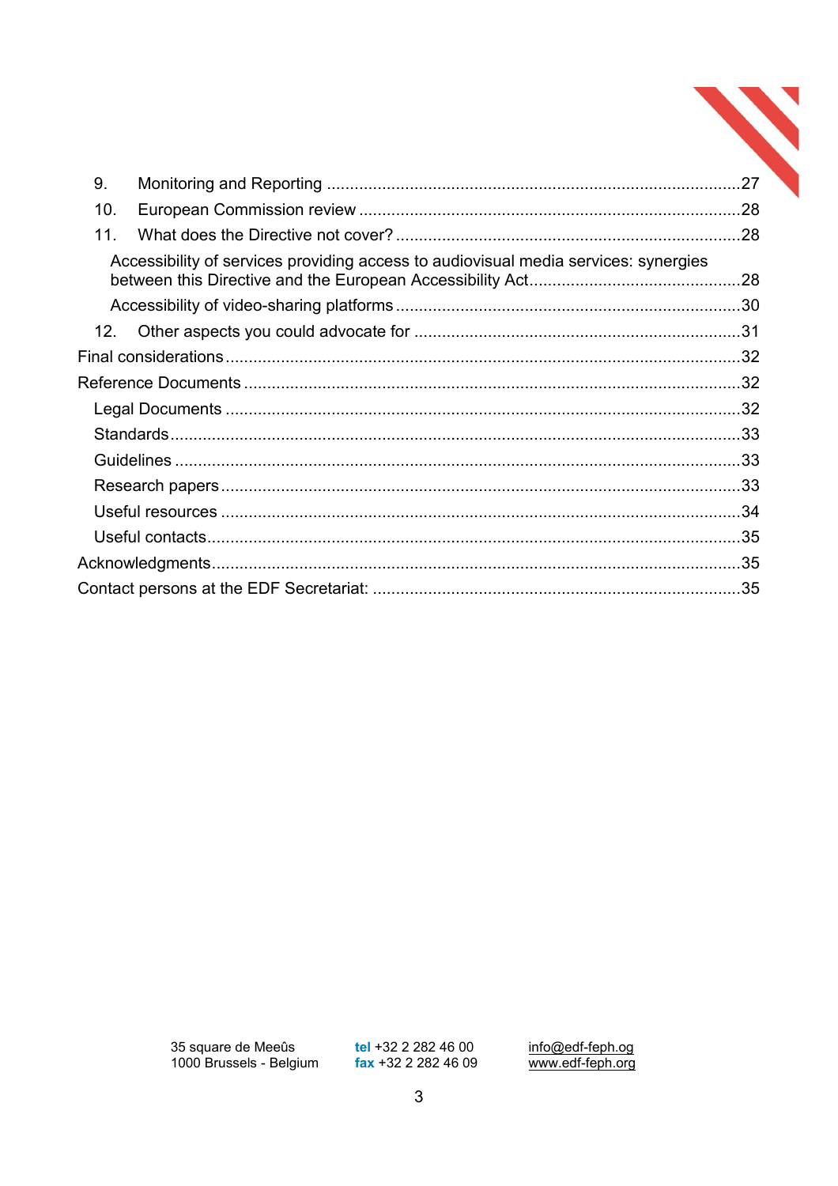9. Monitoring and Reporting .......................................................................................27
10. European Commission review ................................................................................28
11. What does the Directive not cover? .........................................................................28

Accessibility of services providing access to audiovisual media services: synergies between this Directive and the European Accessibility Act.............................................28

Accessibility of video-sharing platforms ..........................................................................30

12. Other aspects you could advocate for .....................................................................31

Final considerations ..........................................................................................................32

Reference Documents .......................................................................................................32

Legal Documents ...............................................................................................................32

Standards ...........................................................................................................................33

Guidelines ..........................................................................................................................33

Research papers ................................................................................................................33

Useful resources ................................................................................................................34

Useful contacts ..................................................................................................................35

Acknowledgments ..............................................................................................................35

Contact persons at the EDF Secretariat: ...........................................................................35

35 square de Meeûs
1000 Brussels - Belgium

**tel** +32 2 282 46 00
**fax** +32 2 282 46 09

info@edf-feph.og
www.edf-feph.org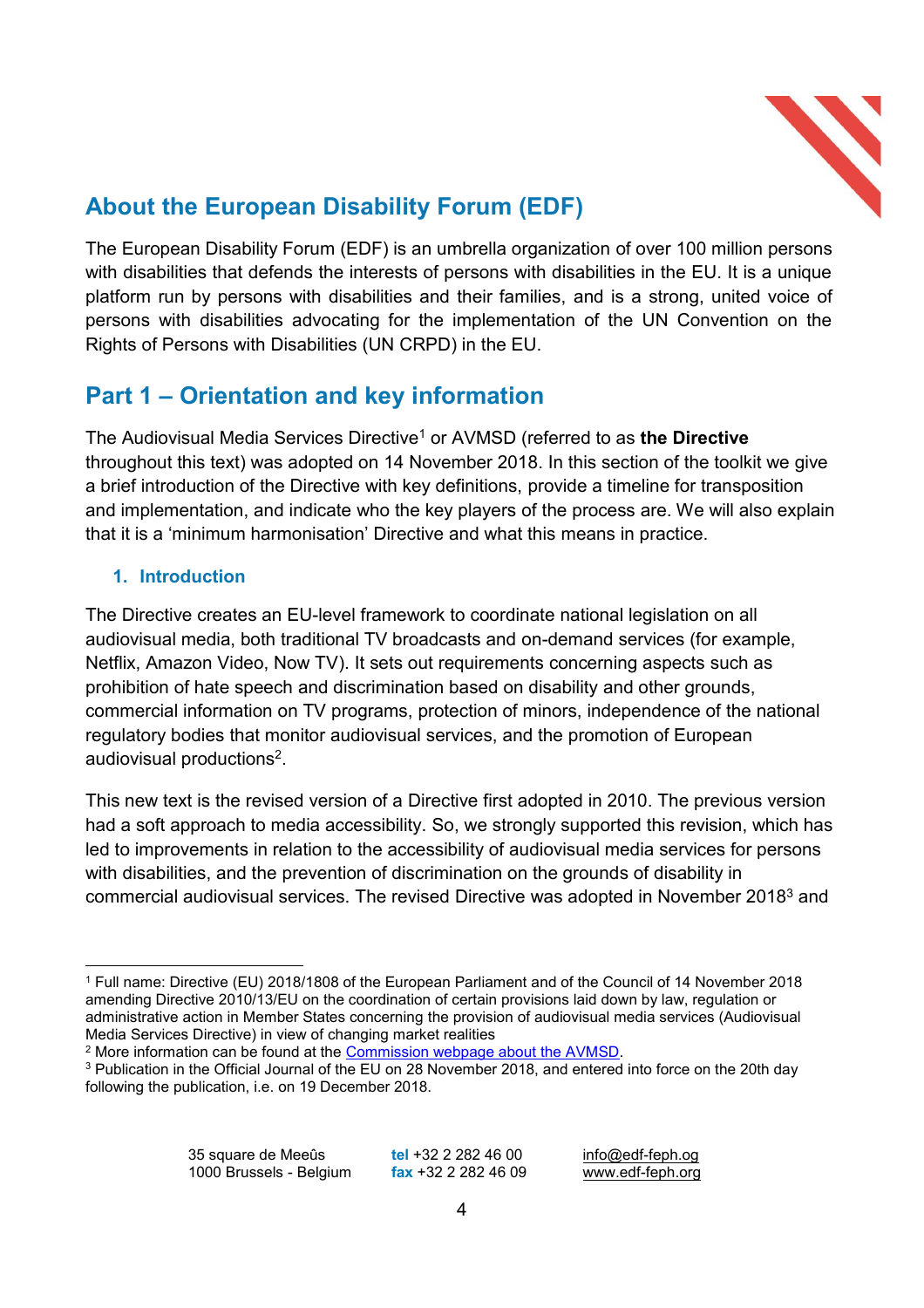## About the European Disability Forum (EDF)

The European Disability Forum (EDF) is an umbrella organization of over 100 million persons with disabilities that defends the interests of persons with disabilities in the EU. It is a unique platform run by persons with disabilities and their families, and is a strong, united voice of persons with disabilities advocating for the implementation of the UN Convention on the Rights of Persons with Disabilities (UN CRPD) in the EU.

# Part 1 – Orientation and key information

The Audiovisual Media Services Directive[1] or AVMSD (referred to as **the Directive** throughout this text) was adopted on 14 November 2018. In this section of the toolkit we give a brief introduction of the Directive with key definitions, provide a timeline for transposition and implementation, and indicate who the key players of the process are. We will also explain that it is a 'minimum harmonisation' Directive and what this means in practice.

### 1. Introduction

The Directive creates an EU-level framework to coordinate national legislation on all audiovisual media, both traditional TV broadcasts and on-demand services (for example, Netflix, Amazon Video, Now TV). It sets out requirements concerning aspects such as prohibition of hate speech and discrimination based on disability and other grounds, commercial information on TV programs, protection of minors, independence of the national regulatory bodies that monitor audiovisual services, and the promotion of European audiovisual productions[2].

This new text is the revised version of a Directive first adopted in 2010. The previous version had a soft approach to media accessibility. So, we strongly supported this revision, which has led to improvements in relation to the accessibility of audiovisual media services for persons with disabilities, and the prevention of discrimination on the grounds of disability in commercial audiovisual services. The revised Directive was adopted in November 2018[3] and

---

[1] Full name: Directive (EU) 2018/1808 of the European Parliament and of the Council of 14 November 2018 amending Directive 2010/13/EU on the coordination of certain provisions laid down by law, regulation or administrative action in Member States concerning the provision of audiovisual media services (Audiovisual Media Services Directive) in view of changing market realities

[2] More information can be found at the Commission webpage about the AVMSD.

[3] Publication in the Official Journal of the EU on 28 November 2018, and entered into force on the 20th day following the publication, i.e. on 19 December 2018.

35 square de Meeûs
1000 Brussels - Belgium

**tel** +32 2 282 46 00
**fax** +32 2 282 46 09

info@edf-feph.og
www.edf-feph.org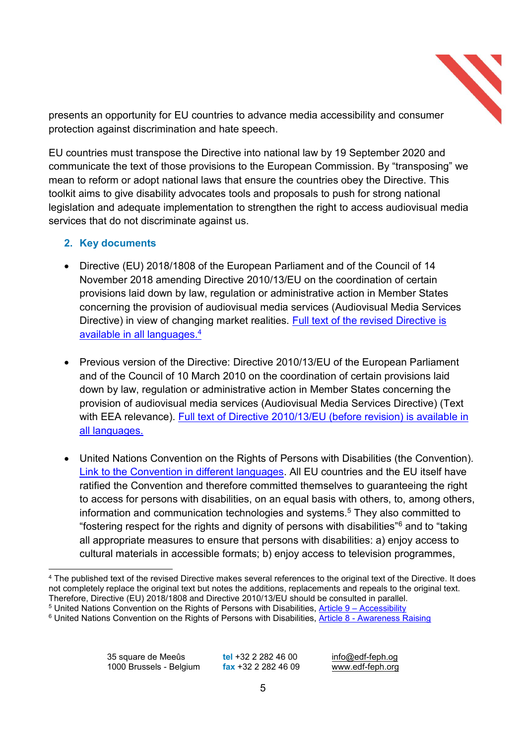presents an opportunity for EU countries to advance media accessibility and consumer protection against discrimination and hate speech.

EU countries must transpose the Directive into national law by 19 September 2020 and communicate the text of those provisions to the European Commission. By "transposing" we mean to reform or adopt national laws that ensure the countries obey the Directive. This toolkit aims to give disability advocates tools and proposals to push for strong national legislation and adequate implementation to strengthen the right to access audiovisual media services that do not discriminate against us.

## 2. Key documents

- Directive (EU) 2018/1808 of the European Parliament and of the Council of 14 November 2018 amending Directive 2010/13/EU on the coordination of certain provisions laid down by law, regulation or administrative action in Member States concerning the provision of audiovisual media services (Audiovisual Media Services Directive) in view of changing market realities. Full text of the revised Directive is available in all languages.[4]

- Previous version of the Directive: Directive 2010/13/EU of the European Parliament and of the Council of 10 March 2010 on the coordination of certain provisions laid down by law, regulation or administrative action in Member States concerning the provision of audiovisual media services (Audiovisual Media Services Directive) (Text with EEA relevance). Full text of Directive 2010/13/EU (before revision) is available in all languages.

- United Nations Convention on the Rights of Persons with Disabilities (the Convention). Link to the Convention in different languages. All EU countries and the EU itself have ratified the Convention and therefore committed themselves to guaranteeing the right to access for persons with disabilities, on an equal basis with others, to, among others, information and communication technologies and systems.[5] They also committed to "fostering respect for the rights and dignity of persons with disabilities"[6] and to "taking all appropriate measures to ensure that persons with disabilities: a) enjoy access to cultural materials in accessible formats; b) enjoy access to television programmes,

---

[4] The published text of the revised Directive makes several references to the original text of the Directive. It does not completely replace the original text but notes the additions, replacements and repeals to the original text. Therefore, Directive (EU) 2018/1808 and Directive 2010/13/EU should be consulted in parallel.

[5] United Nations Convention on the Rights of Persons with Disabilities, Article 9 – Accessibility

[6] United Nations Convention on the Rights of Persons with Disabilities, Article 8 - Awareness Raising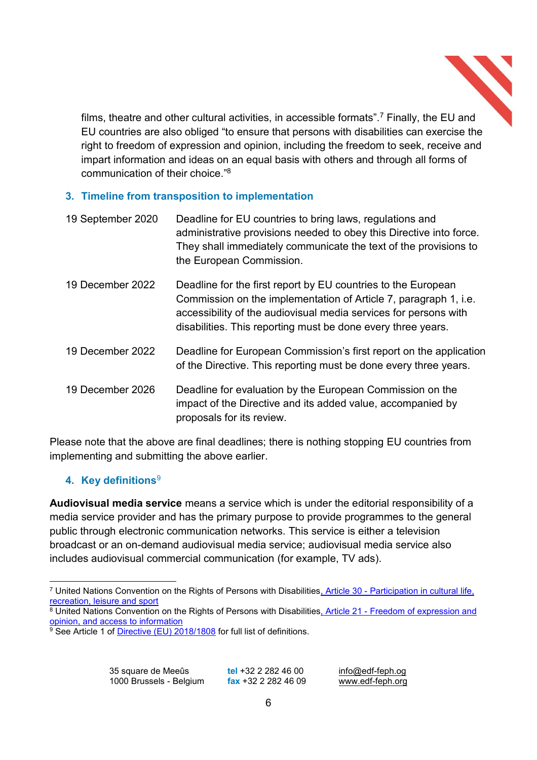films, theatre and other cultural activities, in accessible formats".[7] Finally, the EU and EU countries are also obliged "to ensure that persons with disabilities can exercise the right to freedom of expression and opinion, including the freedom to seek, receive and impart information and ideas on an equal basis with others and through all forms of communication of their choice."[8]

## 3. Timeline from transposition to implementation

| | |
|---|---|
| 19 September 2020 | Deadline for EU countries to bring laws, regulations and administrative provisions needed to obey this Directive into force. They shall immediately communicate the text of the provisions to the European Commission. |
| 19 December 2022 | Deadline for the first report by EU countries to the European Commission on the implementation of Article 7, paragraph 1, i.e. accessibility of the audiovisual media services for persons with disabilities. This reporting must be done every three years. |
| 19 December 2022 | Deadline for European Commission's first report on the application of the Directive. This reporting must be done every three years. |
| 19 December 2026 | Deadline for evaluation by the European Commission on the impact of the Directive and its added value, accompanied by proposals for its review. |

Please note that the above are final deadlines; there is nothing stopping EU countries from implementing and submitting the above earlier.

## 4. Key definitions[9]

**Audiovisual media service** means a service which is under the editorial responsibility of a media service provider and has the primary purpose to provide programmes to the general public through electronic communication networks. This service is either a television broadcast or an on-demand audiovisual media service; audiovisual media service also includes audiovisual commercial communication (for example, TV ads).

---

[7] United Nations Convention on the Rights of Persons with Disabilities, Article 30 - Participation in cultural life, recreation, leisure and sport

[8] United Nations Convention on the Rights of Persons with Disabilities, Article 21 - Freedom of expression and opinion, and access to information

[9] See Article 1 of Directive (EU) 2018/1808 for full list of definitions.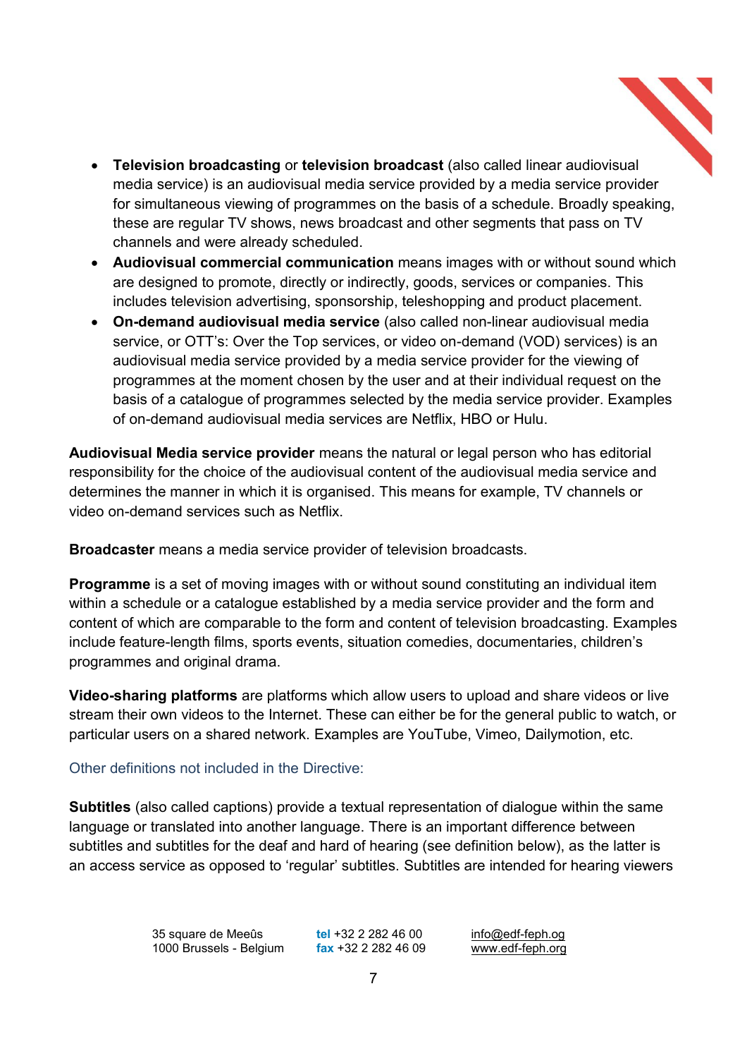- **Television broadcasting** or **television broadcast** (also called linear audiovisual media service) is an audiovisual media service provided by a media service provider for simultaneous viewing of programmes on the basis of a schedule. Broadly speaking, these are regular TV shows, news broadcast and other segments that pass on TV channels and were already scheduled.
- **Audiovisual commercial communication** means images with or without sound which are designed to promote, directly or indirectly, goods, services or companies. This includes television advertising, sponsorship, teleshopping and product placement.
- **On-demand audiovisual media service** (also called non-linear audiovisual media service, or OTT's: Over the Top services, or video on-demand (VOD) services) is an audiovisual media service provided by a media service provider for the viewing of programmes at the moment chosen by the user and at their individual request on the basis of a catalogue of programmes selected by the media service provider. Examples of on-demand audiovisual media services are Netflix, HBO or Hulu.

**Audiovisual Media service provider** means the natural or legal person who has editorial responsibility for the choice of the audiovisual content of the audiovisual media service and determines the manner in which it is organised. This means for example, TV channels or video on-demand services such as Netflix.

**Broadcaster** means a media service provider of television broadcasts.

**Programme** is a set of moving images with or without sound constituting an individual item within a schedule or a catalogue established by a media service provider and the form and content of which are comparable to the form and content of television broadcasting. Examples include feature-length films, sports events, situation comedies, documentaries, children's programmes and original drama.

**Video-sharing platforms** are platforms which allow users to upload and share videos or live stream their own videos to the Internet. These can either be for the general public to watch, or particular users on a shared network. Examples are YouTube, Vimeo, Dailymotion, etc.

Other definitions not included in the Directive:

**Subtitles** (also called captions) provide a textual representation of dialogue within the same language or translated into another language. There is an important difference between subtitles and subtitles for the deaf and hard of hearing (see definition below), as the latter is an access service as opposed to 'regular' subtitles. Subtitles are intended for hearing viewers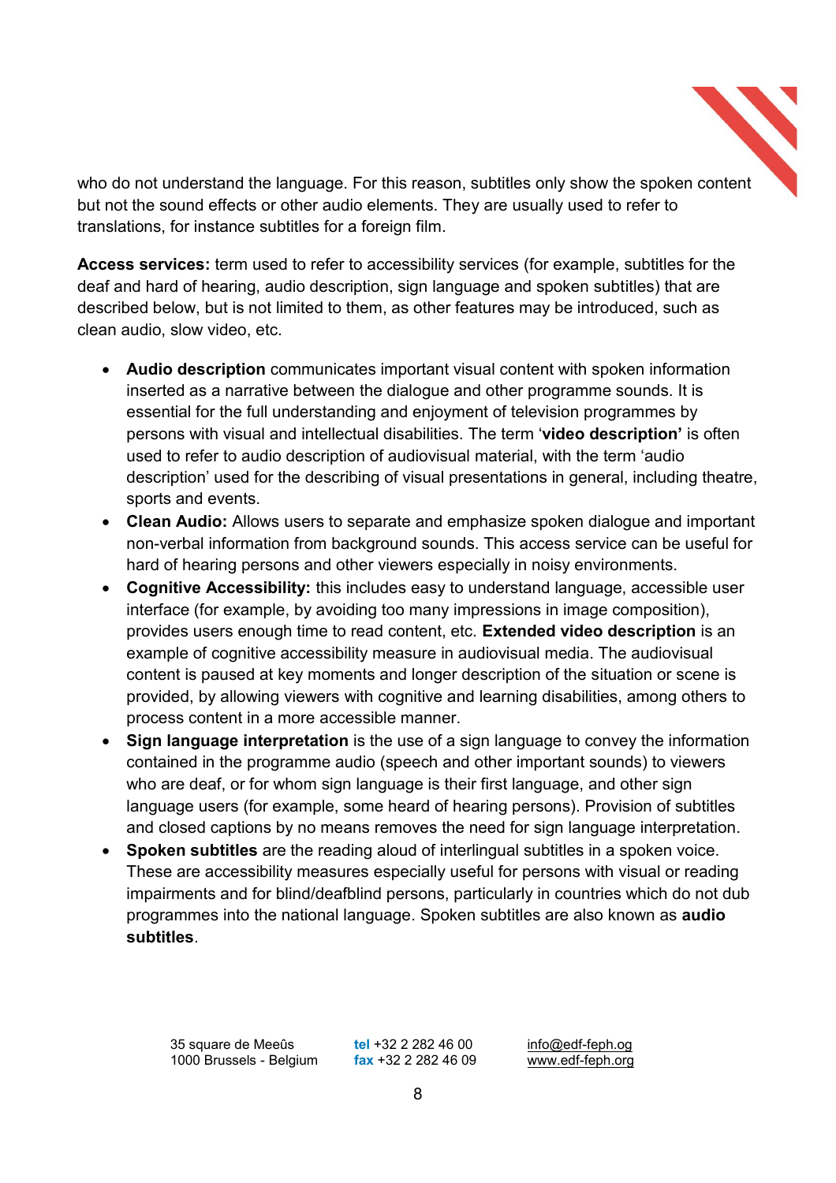who do not understand the language. For this reason, subtitles only show the spoken content but not the sound effects or other audio elements. They are usually used to refer to translations, for instance subtitles for a foreign film.

**Access services:** term used to refer to accessibility services (for example, subtitles for the deaf and hard of hearing, audio description, sign language and spoken subtitles) that are described below, but is not limited to them, as other features may be introduced, such as clean audio, slow video, etc.

- **Audio description** communicates important visual content with spoken information inserted as a narrative between the dialogue and other programme sounds. It is essential for the full understanding and enjoyment of television programmes by persons with visual and intellectual disabilities. The term '**video description'** is often used to refer to audio description of audiovisual material, with the term 'audio description' used for the describing of visual presentations in general, including theatre, sports and events.
- **Clean Audio:** Allows users to separate and emphasize spoken dialogue and important non-verbal information from background sounds. This access service can be useful for hard of hearing persons and other viewers especially in noisy environments.
- **Cognitive Accessibility:** this includes easy to understand language, accessible user interface (for example, by avoiding too many impressions in image composition), provides users enough time to read content, etc. **Extended video description** is an example of cognitive accessibility measure in audiovisual media. The audiovisual content is paused at key moments and longer description of the situation or scene is provided, by allowing viewers with cognitive and learning disabilities, among others to process content in a more accessible manner.
- **Sign language interpretation** is the use of a sign language to convey the information contained in the programme audio (speech and other important sounds) to viewers who are deaf, or for whom sign language is their first language, and other sign language users (for example, some heard of hearing persons). Provision of subtitles and closed captions by no means removes the need for sign language interpretation.
- **Spoken subtitles** are the reading aloud of interlingual subtitles in a spoken voice. These are accessibility measures especially useful for persons with visual or reading impairments and for blind/deafblind persons, particularly in countries which do not dub programmes into the national language. Spoken subtitles are also known as **audio subtitles**.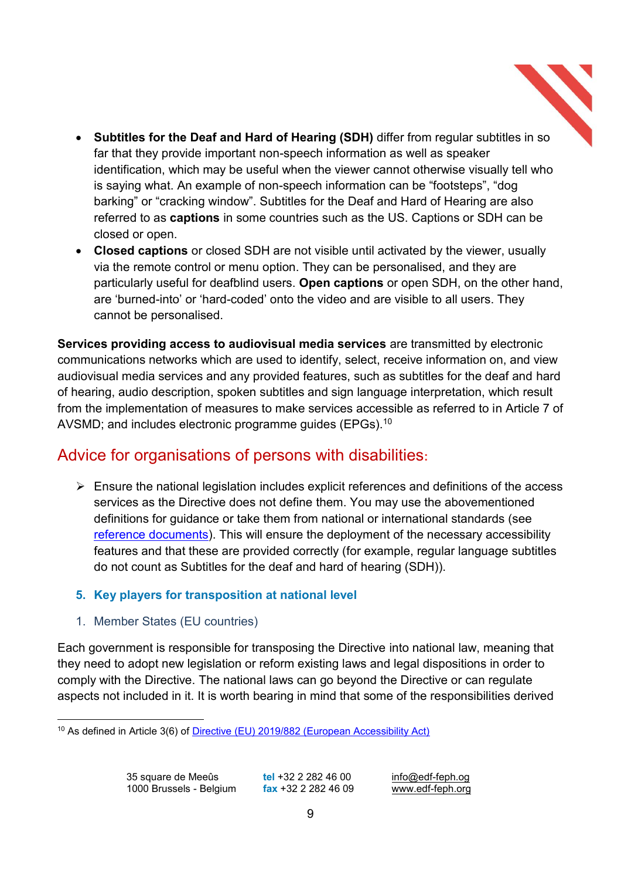- **Subtitles for the Deaf and Hard of Hearing (SDH)** differ from regular subtitles in so far that they provide important non-speech information as well as speaker identification, which may be useful when the viewer cannot otherwise visually tell who is saying what. An example of non-speech information can be "footsteps", "dog barking" or "cracking window". Subtitles for the Deaf and Hard of Hearing are also referred to as **captions** in some countries such as the US. Captions or SDH can be closed or open.
- **Closed captions** or closed SDH are not visible until activated by the viewer, usually via the remote control or menu option. They can be personalised, and they are particularly useful for deafblind users. **Open captions** or open SDH, on the other hand, are 'burned-into' or 'hard-coded' onto the video and are visible to all users. They cannot be personalised.

**Services providing access to audiovisual media services** are transmitted by electronic communications networks which are used to identify, select, receive information on, and view audiovisual media services and any provided features, such as subtitles for the deaf and hard of hearing, audio description, spoken subtitles and sign language interpretation, which result from the implementation of measures to make services accessible as referred to in Article 7 of AVSMD; and includes electronic programme guides (EPGs).[10]

## Advice for organisations of persons with disabilities:

- Ensure the national legislation includes explicit references and definitions of the access services as the Directive does not define them. You may use the abovementioned definitions for guidance or take them from national or international standards (see reference documents). This will ensure the deployment of the necessary accessibility features and that these are provided correctly (for example, regular language subtitles do not count as Subtitles for the deaf and hard of hearing (SDH)).

### 5. Key players for transposition at national level

#### 1. Member States (EU countries)

Each government is responsible for transposing the Directive into national law, meaning that they need to adopt new legislation or reform existing laws and legal dispositions in order to comply with the Directive. The national laws can go beyond the Directive or can regulate aspects not included in it. It is worth bearing in mind that some of the responsibilities derived

[10] As defined in Article 3(6) of Directive (EU) 2019/882 (European Accessibility Act)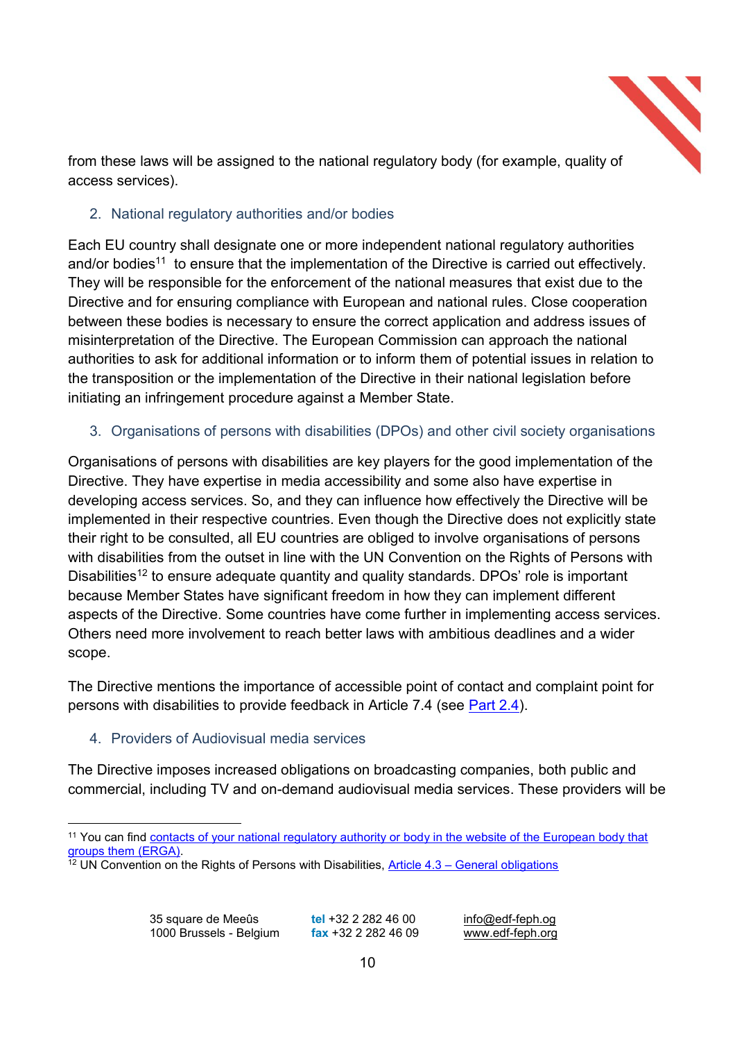from these laws will be assigned to the national regulatory body (for example, quality of access services).

2. National regulatory authorities and/or bodies

Each EU country shall designate one or more independent national regulatory authorities and/or bodies[11] to ensure that the implementation of the Directive is carried out effectively. They will be responsible for the enforcement of the national measures that exist due to the Directive and for ensuring compliance with European and national rules. Close cooperation between these bodies is necessary to ensure the correct application and address issues of misinterpretation of the Directive. The European Commission can approach the national authorities to ask for additional information or to inform them of potential issues in relation to the transposition or the implementation of the Directive in their national legislation before initiating an infringement procedure against a Member State.

3. Organisations of persons with disabilities (DPOs) and other civil society organisations

Organisations of persons with disabilities are key players for the good implementation of the Directive. They have expertise in media accessibility and some also have expertise in developing access services. So, and they can influence how effectively the Directive will be implemented in their respective countries. Even though the Directive does not explicitly state their right to be consulted, all EU countries are obliged to involve organisations of persons with disabilities from the outset in line with the UN Convention on the Rights of Persons with Disabilities[12] to ensure adequate quantity and quality standards. DPOs' role is important because Member States have significant freedom in how they can implement different aspects of the Directive. Some countries have come further in implementing access services. Others need more involvement to reach better laws with ambitious deadlines and a wider scope.

The Directive mentions the importance of accessible point of contact and complaint point for persons with disabilities to provide feedback in Article 7.4 (see Part 2.4).

4. Providers of Audiovisual media services

The Directive imposes increased obligations on broadcasting companies, both public and commercial, including TV and on-demand audiovisual media services. These providers will be

[11] You can find contacts of your national regulatory authority or body in the website of the European body that groups them (ERGA).

[12] UN Convention on the Rights of Persons with Disabilities, Article 4.3 – General obligations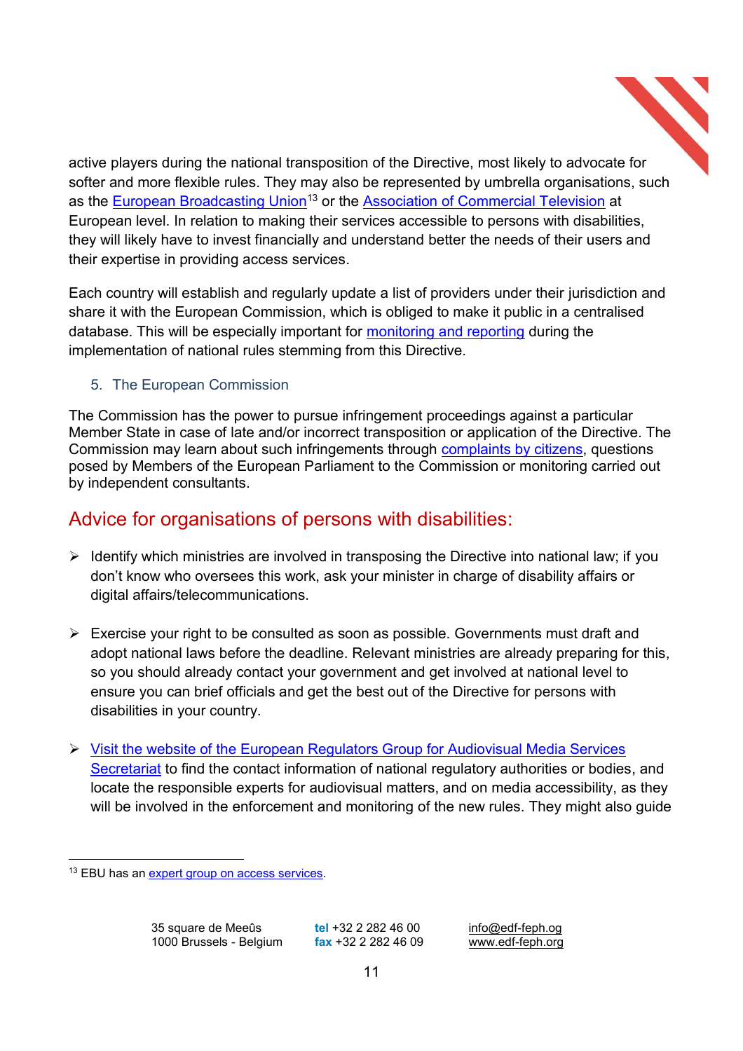active players during the national transposition of the Directive, most likely to advocate for softer and more flexible rules. They may also be represented by umbrella organisations, such as the European Broadcasting Union[13] or the Association of Commercial Television at European level. In relation to making their services accessible to persons with disabilities, they will likely have to invest financially and understand better the needs of their users and their expertise in providing access services.

Each country will establish and regularly update a list of providers under their jurisdiction and share it with the European Commission, which is obliged to make it public in a centralised database. This will be especially important for monitoring and reporting during the implementation of national rules stemming from this Directive.

### 5. The European Commission

The Commission has the power to pursue infringement proceedings against a particular Member State in case of late and/or incorrect transposition or application of the Directive. The Commission may learn about such infringements through complaints by citizens, questions posed by Members of the European Parliament to the Commission or monitoring carried out by independent consultants.

## Advice for organisations of persons with disabilities:

- Identify which ministries are involved in transposing the Directive into national law; if you don't know who oversees this work, ask your minister in charge of disability affairs or digital affairs/telecommunications.

- Exercise your right to be consulted as soon as possible. Governments must draft and adopt national laws before the deadline. Relevant ministries are already preparing for this, so you should already contact your government and get involved at national level to ensure you can brief officials and get the best out of the Directive for persons with disabilities in your country.

- Visit the website of the European Regulators Group for Audiovisual Media Services Secretariat to find the contact information of national regulatory authorities or bodies, and locate the responsible experts for audiovisual matters, and on media accessibility, as they will be involved in the enforcement and monitoring of the new rules. They might also guide

---

[13] EBU has an expert group on access services.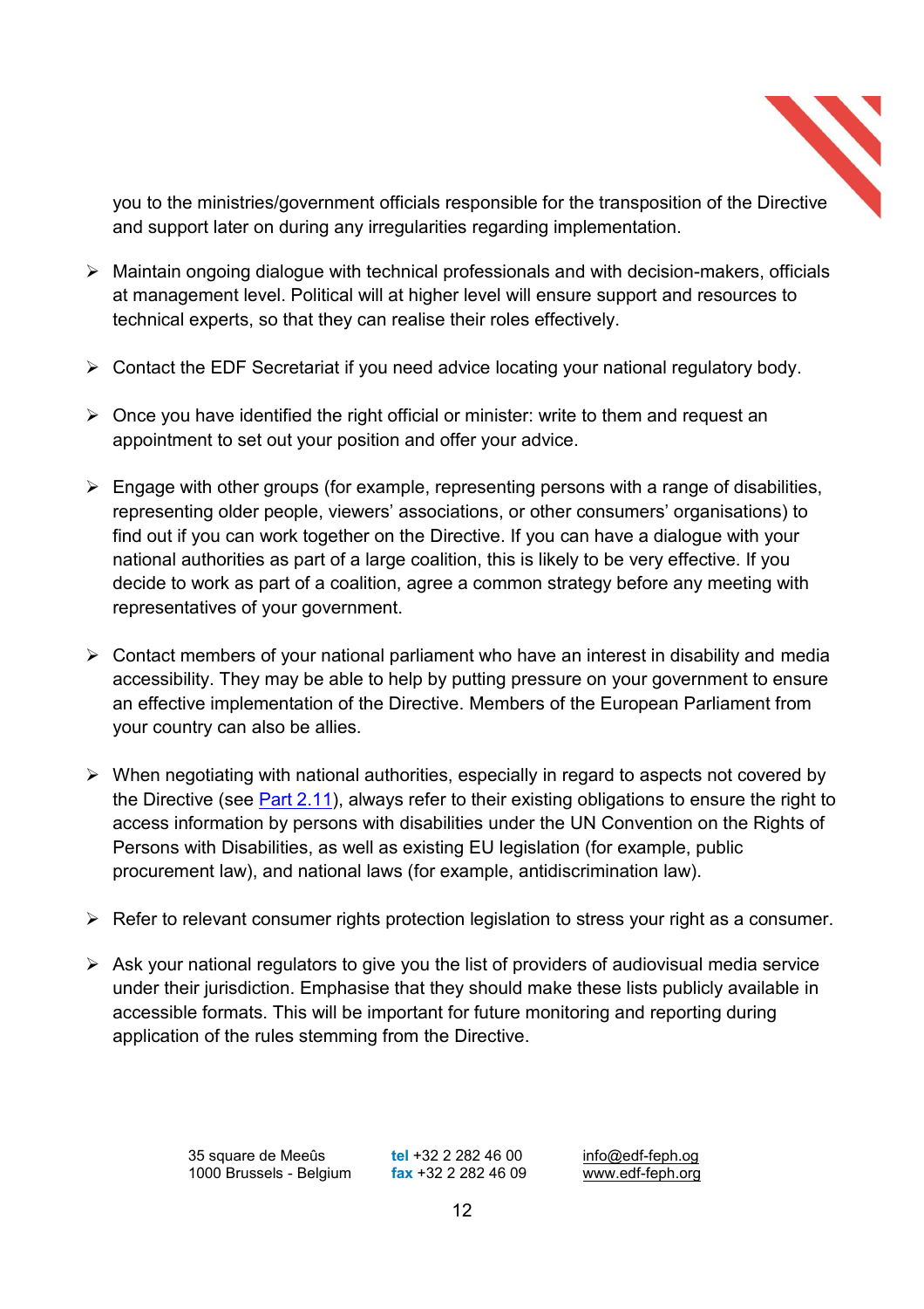you to the ministries/government officials responsible for the transposition of the Directive and support later on during any irregularities regarding implementation.

- Maintain ongoing dialogue with technical professionals and with decision-makers, officials at management level. Political will at higher level will ensure support and resources to technical experts, so that they can realise their roles effectively.

- Contact the EDF Secretariat if you need advice locating your national regulatory body.

- Once you have identified the right official or minister: write to them and request an appointment to set out your position and offer your advice.

- Engage with other groups (for example, representing persons with a range of disabilities, representing older people, viewers' associations, or other consumers' organisations) to find out if you can work together on the Directive. If you can have a dialogue with your national authorities as part of a large coalition, this is likely to be very effective. If you decide to work as part of a coalition, agree a common strategy before any meeting with representatives of your government.

- Contact members of your national parliament who have an interest in disability and media accessibility. They may be able to help by putting pressure on your government to ensure an effective implementation of the Directive. Members of the European Parliament from your country can also be allies.

- When negotiating with national authorities, especially in regard to aspects not covered by the Directive (see Part 2.11), always refer to their existing obligations to ensure the right to access information by persons with disabilities under the UN Convention on the Rights of Persons with Disabilities, as well as existing EU legislation (for example, public procurement law), and national laws (for example, antidiscrimination law).

- Refer to relevant consumer rights protection legislation to stress your right as a consumer.

- Ask your national regulators to give you the list of providers of audiovisual media service under their jurisdiction. Emphasise that they should make these lists publicly available in accessible formats. This will be important for future monitoring and reporting during application of the rules stemming from the Directive.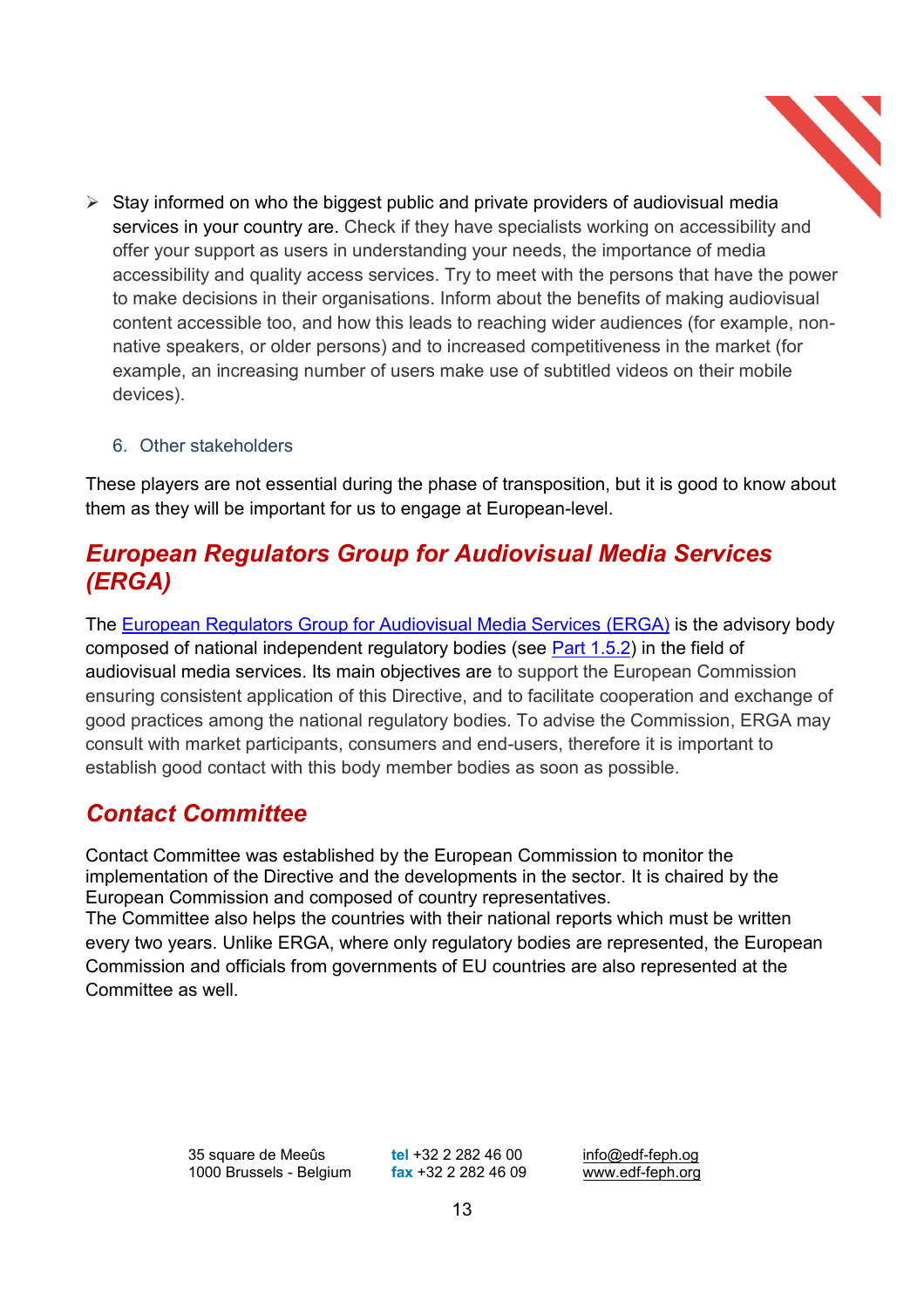- Stay informed on who the biggest public and private providers of audiovisual media services in your country are. Check if they have specialists working on accessibility and offer your support as users in understanding your needs, the importance of media accessibility and quality access services. Try to meet with the persons that have the power to make decisions in their organisations. Inform about the benefits of making audiovisual content accessible too, and how this leads to reaching wider audiences (for example, non-native speakers, or older persons) and to increased competitiveness in the market (for example, an increasing number of users make use of subtitled videos on their mobile devices).

### 6. Other stakeholders

These players are not essential during the phase of transposition, but it is good to know about them as they will be important for us to engage at European-level.

## *European Regulators Group for Audiovisual Media Services (ERGA)*

The European Regulators Group for Audiovisual Media Services (ERGA) is the advisory body composed of national independent regulatory bodies (see Part 1.5.2) in the field of audiovisual media services. Its main objectives are to support the European Commission ensuring consistent application of this Directive, and to facilitate cooperation and exchange of good practices among the national regulatory bodies. To advise the Commission, ERGA may consult with market participants, consumers and end-users, therefore it is important to establish good contact with this body member bodies as soon as possible.

## *Contact Committee*

Contact Committee was established by the European Commission to monitor the implementation of the Directive and the developments in the sector. It is chaired by the European Commission and composed of country representatives.
The Committee also helps the countries with their national reports which must be written every two years. Unlike ERGA, where only regulatory bodies are represented, the European Commission and officials from governments of EU countries are also represented at the Committee as well.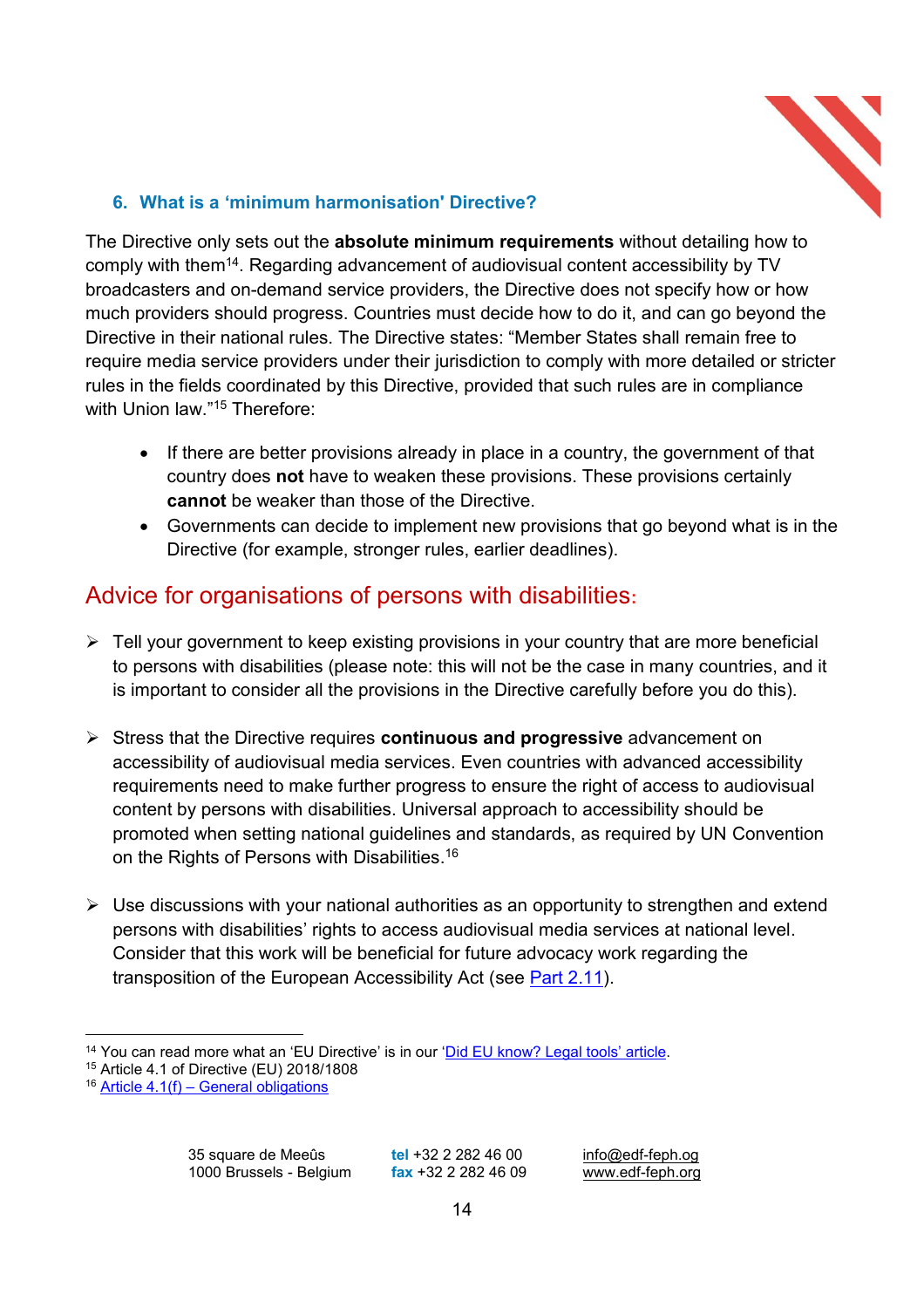### 6. What is a 'minimum harmonisation' Directive?

The Directive only sets out the **absolute minimum requirements** without detailing how to comply with them[14]. Regarding advancement of audiovisual content accessibility by TV broadcasters and on-demand service providers, the Directive does not specify how or how much providers should progress. Countries must decide how to do it, and can go beyond the Directive in their national rules. The Directive states: "Member States shall remain free to require media service providers under their jurisdiction to comply with more detailed or stricter rules in the fields coordinated by this Directive, provided that such rules are in compliance with Union law."[15] Therefore:

- If there are better provisions already in place in a country, the government of that country does **not** have to weaken these provisions. These provisions certainly **cannot** be weaker than those of the Directive.
- Governments can decide to implement new provisions that go beyond what is in the Directive (for example, stronger rules, earlier deadlines).

## Advice for organisations of persons with disabilities:

- Tell your government to keep existing provisions in your country that are more beneficial to persons with disabilities (please note: this will not be the case in many countries, and it is important to consider all the provisions in the Directive carefully before you do this).

- Stress that the Directive requires **continuous and progressive** advancement on accessibility of audiovisual media services. Even countries with advanced accessibility requirements need to make further progress to ensure the right of access to audiovisual content by persons with disabilities. Universal approach to accessibility should be promoted when setting national guidelines and standards, as required by UN Convention on the Rights of Persons with Disabilities.[16]

- Use discussions with your national authorities as an opportunity to strengthen and extend persons with disabilities' rights to access audiovisual media services at national level. Consider that this work will be beneficial for future advocacy work regarding the transposition of the European Accessibility Act (see Part 2.11).

---

[14] You can read more what an 'EU Directive' is in our 'Did EU know? Legal tools' article.

[15] Article 4.1 of Directive (EU) 2018/1808

[16] Article 4.1(f) – General obligations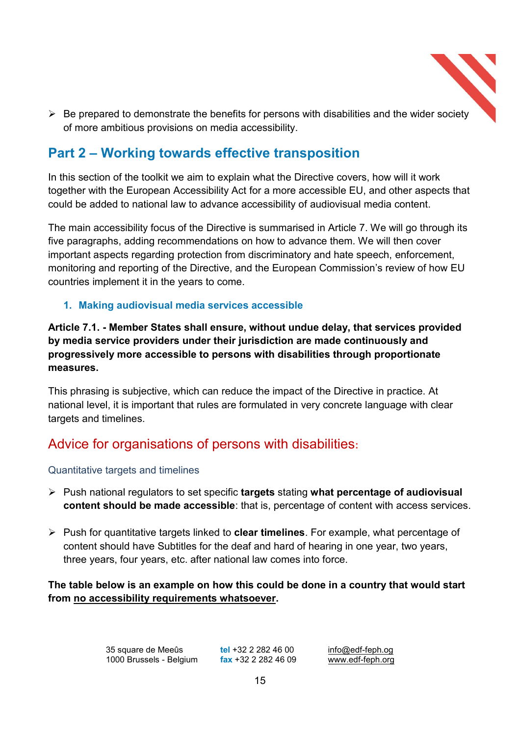- Be prepared to demonstrate the benefits for persons with disabilities and the wider society of more ambitious provisions on media accessibility.

## Part 2 – Working towards effective transposition

In this section of the toolkit we aim to explain what the Directive covers, how will it work together with the European Accessibility Act for a more accessible EU, and other aspects that could be added to national law to advance accessibility of audiovisual media content.

The main accessibility focus of the Directive is summarised in Article 7. We will go through its five paragraphs, adding recommendations on how to advance them. We will then cover important aspects regarding protection from discriminatory and hate speech, enforcement, monitoring and reporting of the Directive, and the European Commission's review of how EU countries implement it in the years to come.

### 1. Making audiovisual media services accessible

**Article 7.1. - Member States shall ensure, without undue delay, that services provided by media service providers under their jurisdiction are made continuously and progressively more accessible to persons with disabilities through proportionate measures.**

This phrasing is subjective, which can reduce the impact of the Directive in practice. At national level, it is important that rules are formulated in very concrete language with clear targets and timelines.

## Advice for organisations of persons with disabilities:

#### Quantitative targets and timelines

- Push national regulators to set specific **targets** stating **what percentage of audiovisual content should be made accessible**: that is, percentage of content with access services.

- Push for quantitative targets linked to **clear timelines**. For example, what percentage of content should have Subtitles for the deaf and hard of hearing in one year, two years, three years, four years, etc. after national law comes into force.

**The table below is an example on how this could be done in a country that would start from <u>no accessibility requirements whatsoever</u>.**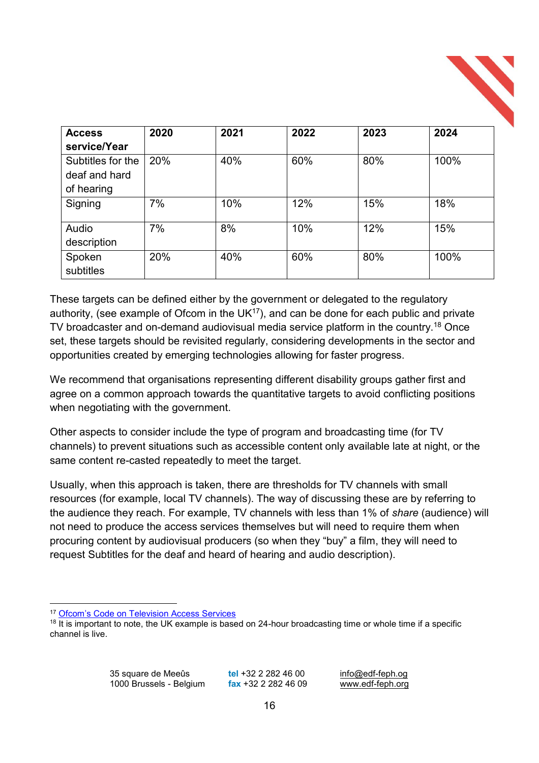| Access service/Year | 2020 | 2021 | 2022 | 2023 | 2024 |
|---|---|---|---|---|---|
| Subtitles for the deaf and hard of hearing | 20% | 40% | 60% | 80% | 100% |
| Signing | 7% | 10% | 12% | 15% | 18% |
| Audio description | 7% | 8% | 10% | 12% | 15% |
| Spoken subtitles | 20% | 40% | 60% | 80% | 100% |

These targets can be defined either by the government or delegated to the regulatory authority, (see example of Ofcom in the UK[17]), and can be done for each public and private TV broadcaster and on-demand audiovisual media service platform in the country.[18] Once set, these targets should be revisited regularly, considering developments in the sector and opportunities created by emerging technologies allowing for faster progress.

We recommend that organisations representing different disability groups gather first and agree on a common approach towards the quantitative targets to avoid conflicting positions when negotiating with the government.

Other aspects to consider include the type of program and broadcasting time (for TV channels) to prevent situations such as accessible content only available late at night, or the same content re-casted repeatedly to meet the target.

Usually, when this approach is taken, there are thresholds for TV channels with small resources (for example, local TV channels). The way of discussing these are by referring to the audience they reach. For example, TV channels with less than 1% of *share* (audience) will not need to produce the access services themselves but will need to require them when procuring content by audiovisual producers (so when they "buy" a film, they will need to request Subtitles for the deaf and heard of hearing and audio description).

[17] Ofcom's Code on Television Access Services

[18] It is important to note, the UK example is based on 24-hour broadcasting time or whole time if a specific channel is live.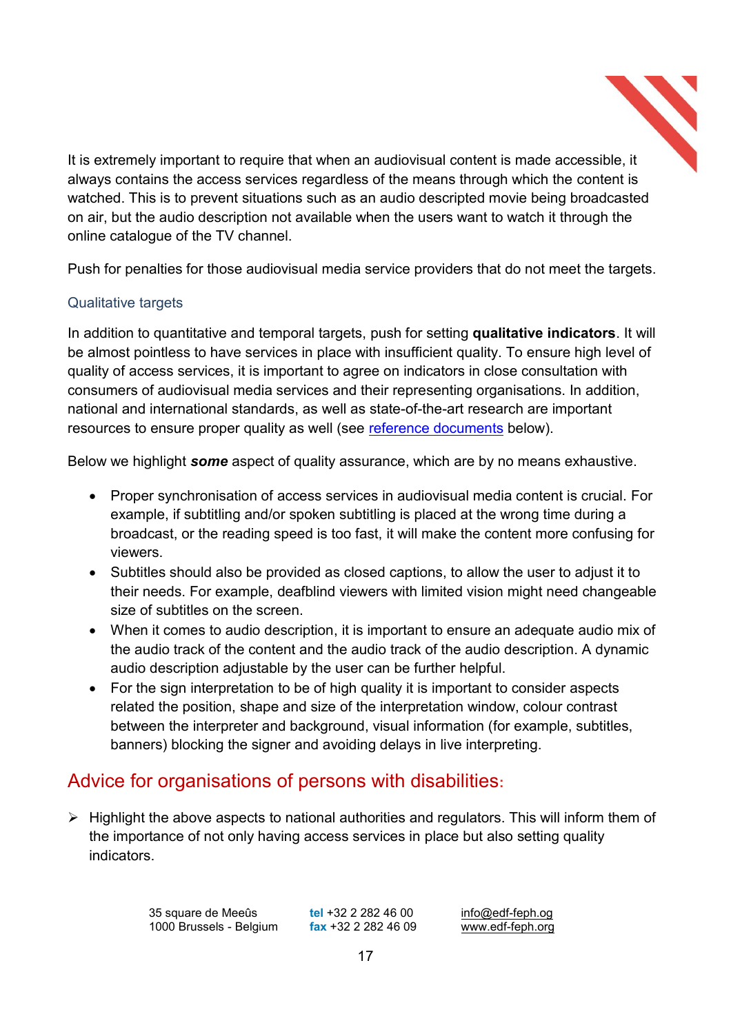It is extremely important to require that when an audiovisual content is made accessible, it always contains the access services regardless of the means through which the content is watched. This is to prevent situations such as an audio descripted movie being broadcasted on air, but the audio description not available when the users want to watch it through the online catalogue of the TV channel.

Push for penalties for those audiovisual media service providers that do not meet the targets.

### Qualitative targets

In addition to quantitative and temporal targets, push for setting **qualitative indicators**. It will be almost pointless to have services in place with insufficient quality. To ensure high level of quality of access services, it is important to agree on indicators in close consultation with consumers of audiovisual media services and their representing organisations. In addition, national and international standards, as well as state-of-the-art research are important resources to ensure proper quality as well (see reference documents below).

Below we highlight ***some*** aspect of quality assurance, which are by no means exhaustive.

- Proper synchronisation of access services in audiovisual media content is crucial. For example, if subtitling and/or spoken subtitling is placed at the wrong time during a broadcast, or the reading speed is too fast, it will make the content more confusing for viewers.
- Subtitles should also be provided as closed captions, to allow the user to adjust it to their needs. For example, deafblind viewers with limited vision might need changeable size of subtitles on the screen.
- When it comes to audio description, it is important to ensure an adequate audio mix of the audio track of the content and the audio track of the audio description. A dynamic audio description adjustable by the user can be further helpful.
- For the sign interpretation to be of high quality it is important to consider aspects related the position, shape and size of the interpretation window, colour contrast between the interpreter and background, visual information (for example, subtitles, banners) blocking the signer and avoiding delays in live interpreting.

## Advice for organisations of persons with disabilities:

- Highlight the above aspects to national authorities and regulators. This will inform them of the importance of not only having access services in place but also setting quality indicators.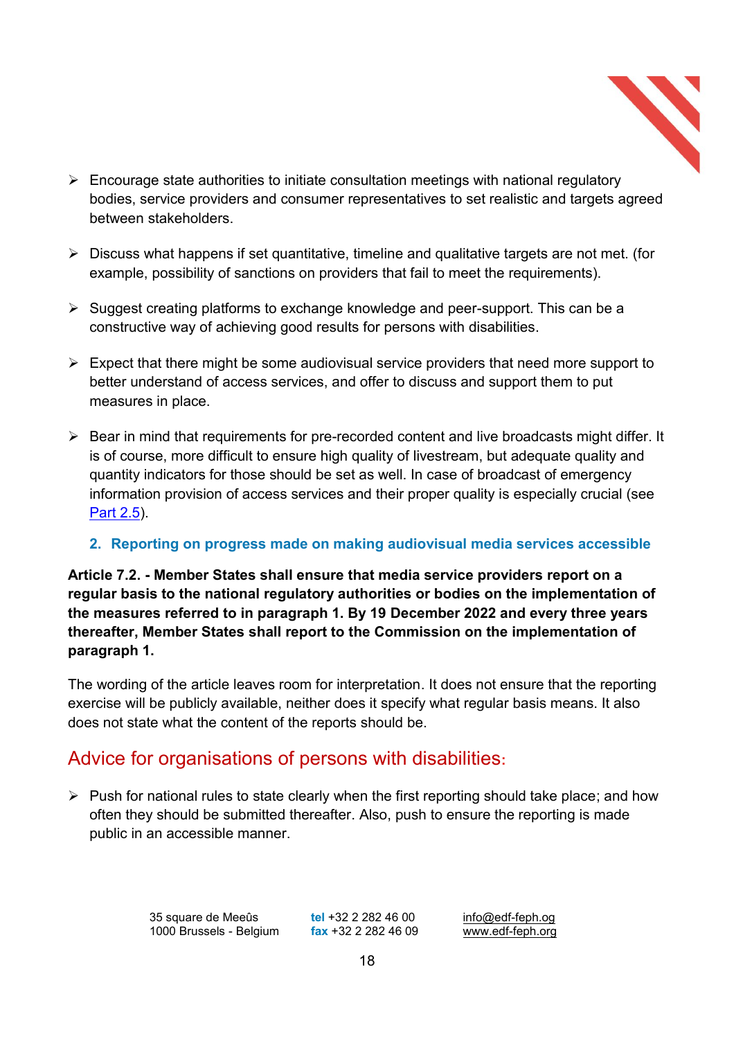- Encourage state authorities to initiate consultation meetings with national regulatory bodies, service providers and consumer representatives to set realistic and targets agreed between stakeholders.

- Discuss what happens if set quantitative, timeline and qualitative targets are not met. (for example, possibility of sanctions on providers that fail to meet the requirements).

- Suggest creating platforms to exchange knowledge and peer-support. This can be a constructive way of achieving good results for persons with disabilities.

- Expect that there might be some audiovisual service providers that need more support to better understand of access services, and offer to discuss and support them to put measures in place.

- Bear in mind that requirements for pre-recorded content and live broadcasts might differ. It is of course, more difficult to ensure high quality of livestream, but adequate quality and quantity indicators for those should be set as well. In case of broadcast of emergency information provision of access services and their proper quality is especially crucial (see Part 2.5).

### 2. Reporting on progress made on making audiovisual media services accessible

**Article 7.2. - Member States shall ensure that media service providers report on a regular basis to the national regulatory authorities or bodies on the implementation of the measures referred to in paragraph 1. By 19 December 2022 and every three years thereafter, Member States shall report to the Commission on the implementation of paragraph 1.**

The wording of the article leaves room for interpretation. It does not ensure that the reporting exercise will be publicly available, neither does it specify what regular basis means. It also does not state what the content of the reports should be.

## Advice for organisations of persons with disabilities:

- Push for national rules to state clearly when the first reporting should take place; and how often they should be submitted thereafter. Also, push to ensure the reporting is made public in an accessible manner.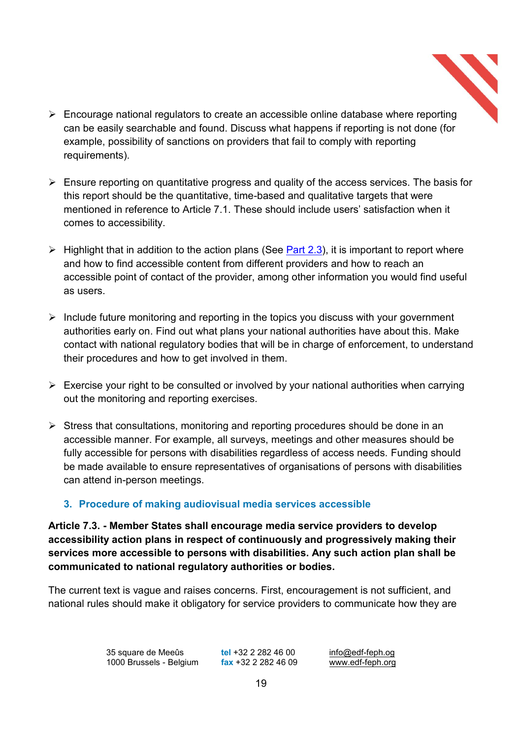- Encourage national regulators to create an accessible online database where reporting can be easily searchable and found. Discuss what happens if reporting is not done (for example, possibility of sanctions on providers that fail to comply with reporting requirements).

- Ensure reporting on quantitative progress and quality of the access services. The basis for this report should be the quantitative, time-based and qualitative targets that were mentioned in reference to Article 7.1. These should include users' satisfaction when it comes to accessibility.

- Highlight that in addition to the action plans (See Part 2.3), it is important to report where and how to find accessible content from different providers and how to reach an accessible point of contact of the provider, among other information you would find useful as users.

- Include future monitoring and reporting in the topics you discuss with your government authorities early on. Find out what plans your national authorities have about this. Make contact with national regulatory bodies that will be in charge of enforcement, to understand their procedures and how to get involved in them.

- Exercise your right to be consulted or involved by your national authorities when carrying out the monitoring and reporting exercises.

- Stress that consultations, monitoring and reporting procedures should be done in an accessible manner. For example, all surveys, meetings and other measures should be fully accessible for persons with disabilities regardless of access needs. Funding should be made available to ensure representatives of organisations of persons with disabilities can attend in-person meetings.

### 3. Procedure of making audiovisual media services accessible

**Article 7.3. - Member States shall encourage media service providers to develop accessibility action plans in respect of continuously and progressively making their services more accessible to persons with disabilities. Any such action plan shall be communicated to national regulatory authorities or bodies.**

The current text is vague and raises concerns. First, encouragement is not sufficient, and national rules should make it obligatory for service providers to communicate how they are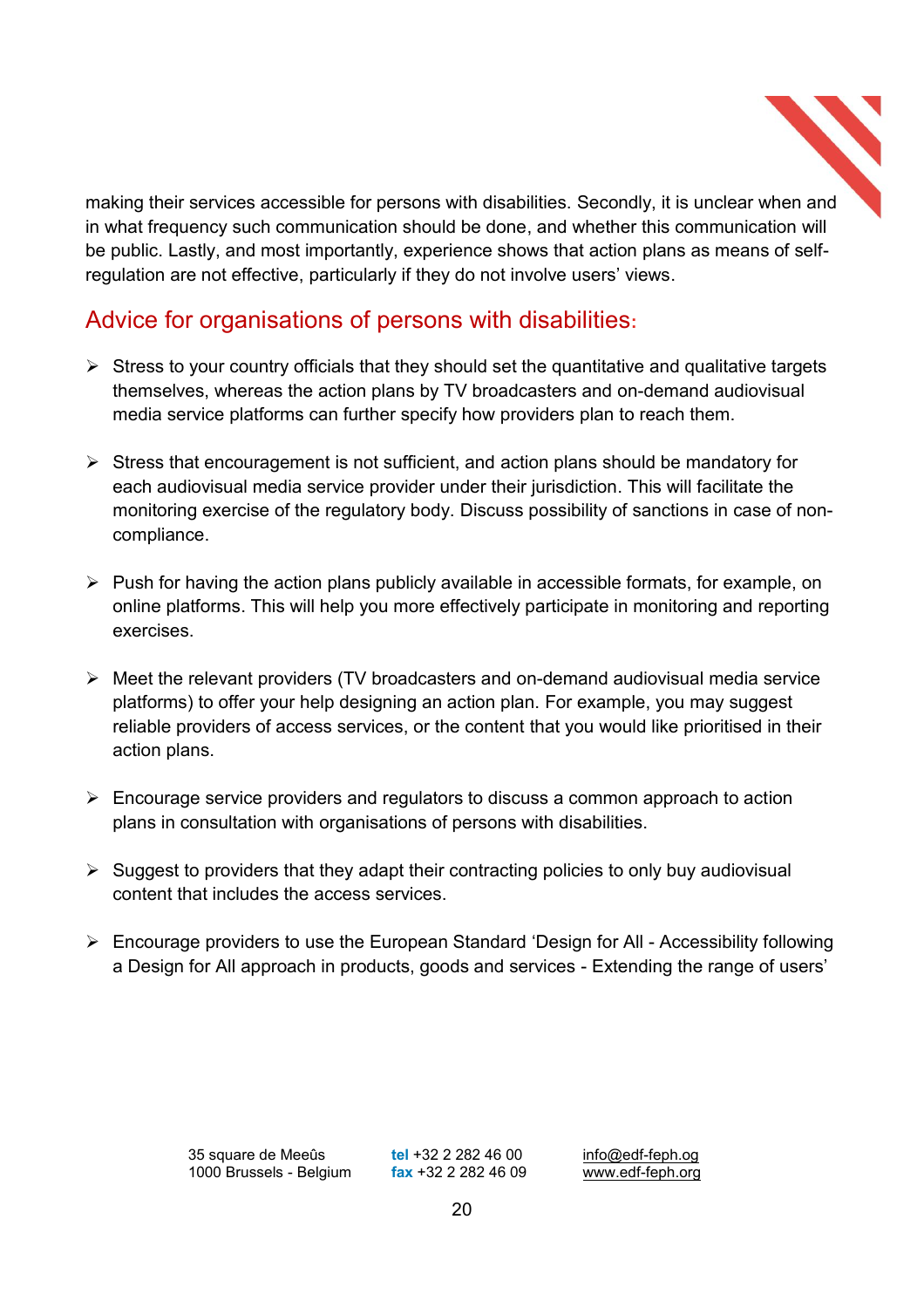making their services accessible for persons with disabilities. Secondly, it is unclear when and in what frequency such communication should be done, and whether this communication will be public. Lastly, and most importantly, experience shows that action plans as means of self-regulation are not effective, particularly if they do not involve users' views.

## Advice for organisations of persons with disabilities:

- Stress to your country officials that they should set the quantitative and qualitative targets themselves, whereas the action plans by TV broadcasters and on-demand audiovisual media service platforms can further specify how providers plan to reach them.

- Stress that encouragement is not sufficient, and action plans should be mandatory for each audiovisual media service provider under their jurisdiction. This will facilitate the monitoring exercise of the regulatory body. Discuss possibility of sanctions in case of non-compliance.

- Push for having the action plans publicly available in accessible formats, for example, on online platforms. This will help you more effectively participate in monitoring and reporting exercises.

- Meet the relevant providers (TV broadcasters and on-demand audiovisual media service platforms) to offer your help designing an action plan. For example, you may suggest reliable providers of access services, or the content that you would like prioritised in their action plans.

- Encourage service providers and regulators to discuss a common approach to action plans in consultation with organisations of persons with disabilities.

- Suggest to providers that they adapt their contracting policies to only buy audiovisual content that includes the access services.

- Encourage providers to use the European Standard 'Design for All - Accessibility following a Design for All approach in products, goods and services - Extending the range of users'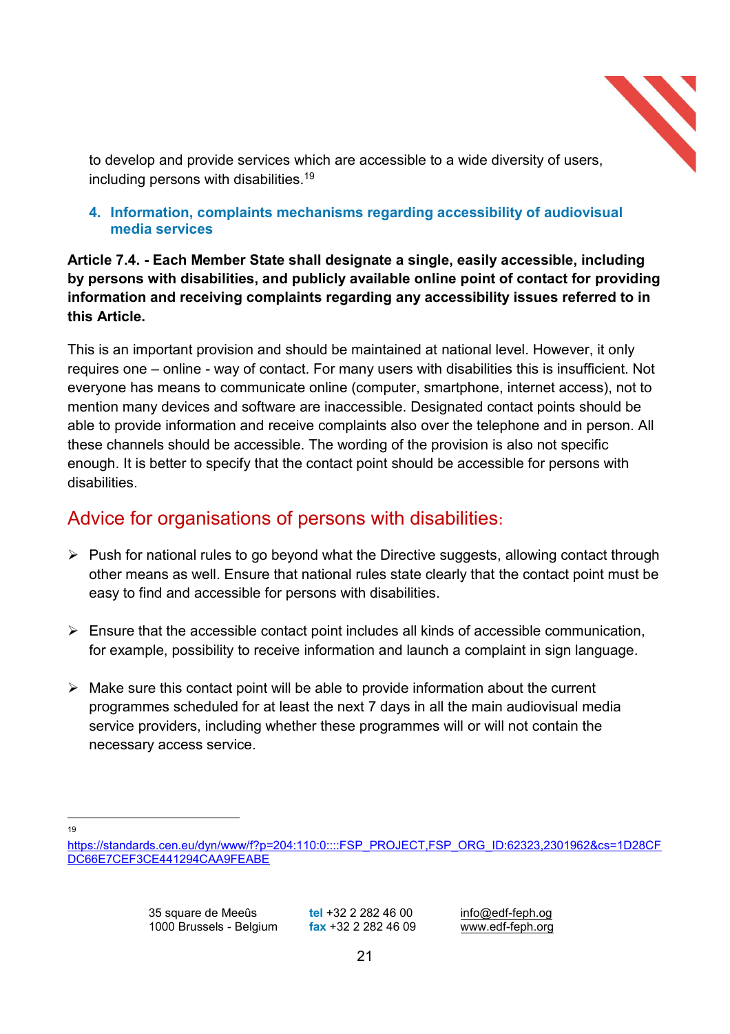to develop and provide services which are accessible to a wide diversity of users, including persons with disabilities.[19]

### 4. Information, complaints mechanisms regarding accessibility of audiovisual media services

**Article 7.4. - Each Member State shall designate a single, easily accessible, including by persons with disabilities, and publicly available online point of contact for providing information and receiving complaints regarding any accessibility issues referred to in this Article.**

This is an important provision and should be maintained at national level. However, it only requires one – online - way of contact. For many users with disabilities this is insufficient. Not everyone has means to communicate online (computer, smartphone, internet access), not to mention many devices and software are inaccessible. Designated contact points should be able to provide information and receive complaints also over the telephone and in person. All these channels should be accessible. The wording of the provision is also not specific enough. It is better to specify that the contact point should be accessible for persons with disabilities.

## Advice for organisations of persons with disabilities:

- Push for national rules to go beyond what the Directive suggests, allowing contact through other means as well. Ensure that national rules state clearly that the contact point must be easy to find and accessible for persons with disabilities.
- Ensure that the accessible contact point includes all kinds of accessible communication, for example, possibility to receive information and launch a complaint in sign language.
- Make sure this contact point will be able to provide information about the current programmes scheduled for at least the next 7 days in all the main audiovisual media service providers, including whether these programmes will or will not contain the necessary access service.

---

[19] https://standards.cen.eu/dyn/www/f?p=204:110:0::::FSP_PROJECT,FSP_ORG_ID:62323,2301962&cs=1D28CFDC66E7CEF3CE441294CAA9FEABE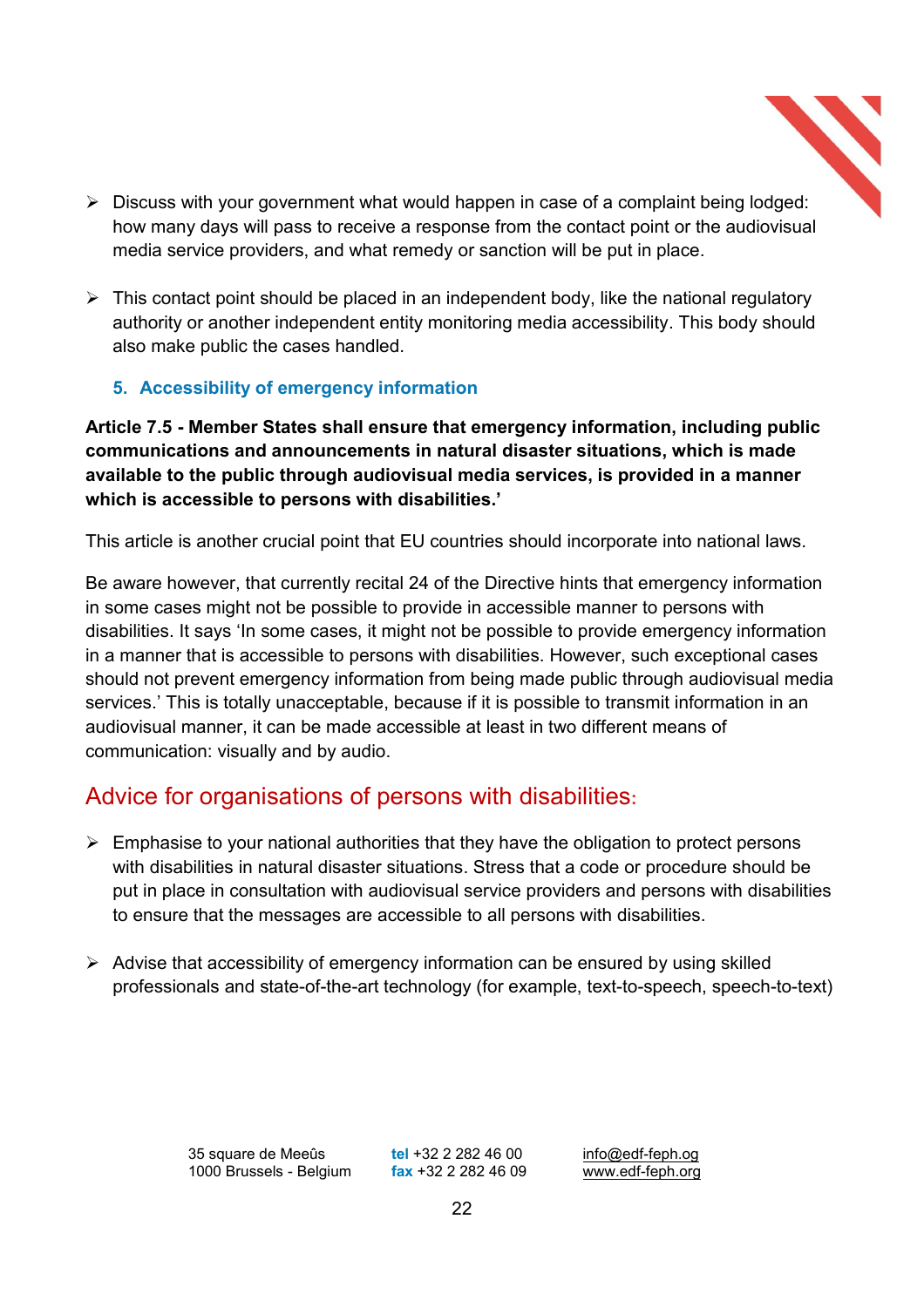- Discuss with your government what would happen in case of a complaint being lodged: how many days will pass to receive a response from the contact point or the audiovisual media service providers, and what remedy or sanction will be put in place.

- This contact point should be placed in an independent body, like the national regulatory authority or another independent entity monitoring media accessibility. This body should also make public the cases handled.

### 5. Accessibility of emergency information

**Article 7.5 - Member States shall ensure that emergency information, including public communications and announcements in natural disaster situations, which is made available to the public through audiovisual media services, is provided in a manner which is accessible to persons with disabilities.'**

This article is another crucial point that EU countries should incorporate into national laws.

Be aware however, that currently recital 24 of the Directive hints that emergency information in some cases might not be possible to provide in accessible manner to persons with disabilities. It says 'In some cases, it might not be possible to provide emergency information in a manner that is accessible to persons with disabilities. However, such exceptional cases should not prevent emergency information from being made public through audiovisual media services.' This is totally unacceptable, because if it is possible to transmit information in an audiovisual manner, it can be made accessible at least in two different means of communication: visually and by audio.

## Advice for organisations of persons with disabilities:

- Emphasise to your national authorities that they have the obligation to protect persons with disabilities in natural disaster situations. Stress that a code or procedure should be put in place in consultation with audiovisual service providers and persons with disabilities to ensure that the messages are accessible to all persons with disabilities.

- Advise that accessibility of emergency information can be ensured by using skilled professionals and state-of-the-art technology (for example, text-to-speech, speech-to-text)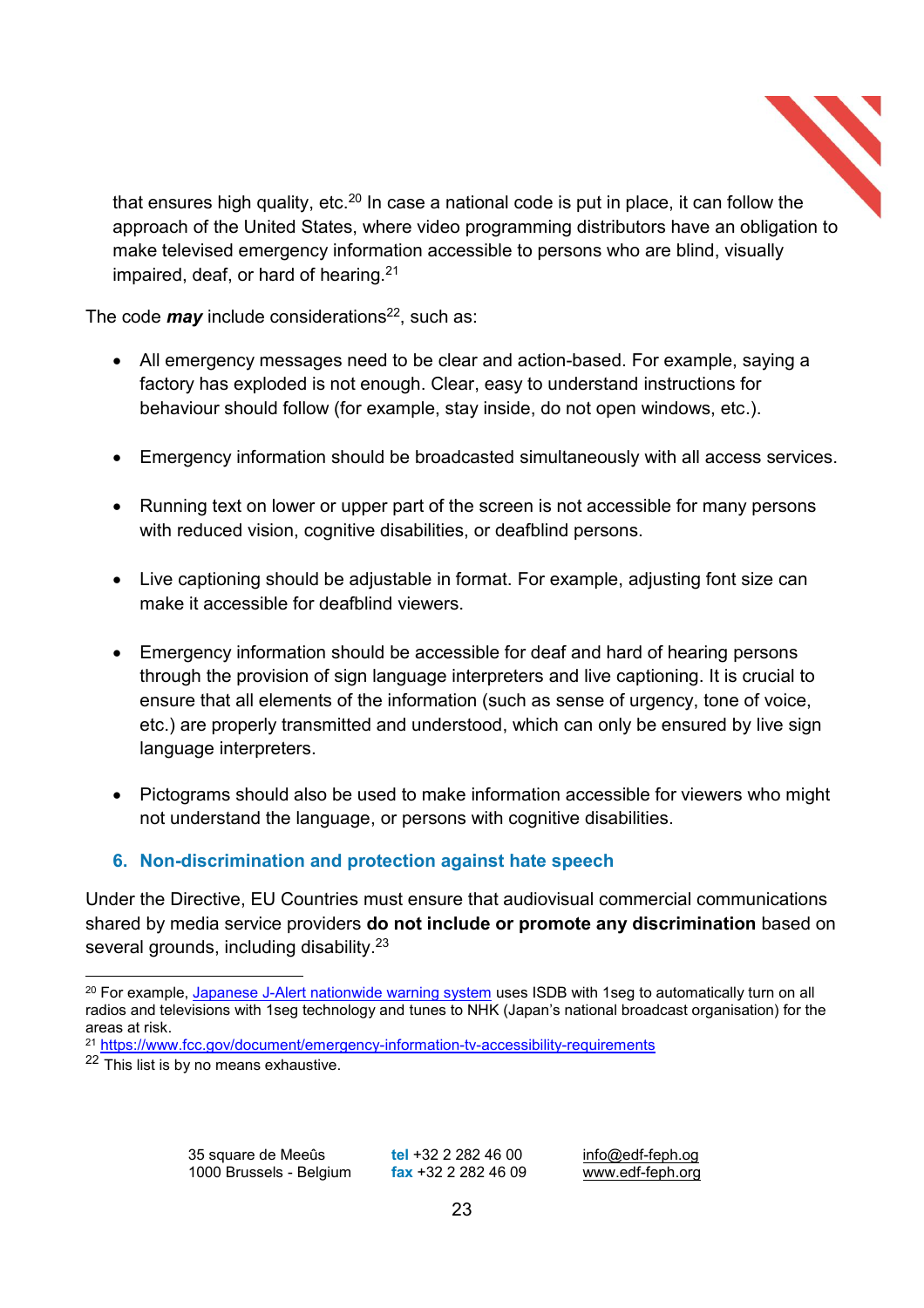that ensures high quality, etc.[20] In case a national code is put in place, it can follow the approach of the United States, where video programming distributors have an obligation to make televised emergency information accessible to persons who are blind, visually impaired, deaf, or hard of hearing.[21]

The code ***may*** include considerations[22], such as:

- All emergency messages need to be clear and action-based. For example, saying a factory has exploded is not enough. Clear, easy to understand instructions for behaviour should follow (for example, stay inside, do not open windows, etc.).

- Emergency information should be broadcasted simultaneously with all access services.

- Running text on lower or upper part of the screen is not accessible for many persons with reduced vision, cognitive disabilities, or deafblind persons.

- Live captioning should be adjustable in format. For example, adjusting font size can make it accessible for deafblind viewers.

- Emergency information should be accessible for deaf and hard of hearing persons through the provision of sign language interpreters and live captioning. It is crucial to ensure that all elements of the information (such as sense of urgency, tone of voice, etc.) are properly transmitted and understood, which can only be ensured by live sign language interpreters.

- Pictograms should also be used to make information accessible for viewers who might not understand the language, or persons with cognitive disabilities.

## 6. Non-discrimination and protection against hate speech

Under the Directive, EU Countries must ensure that audiovisual commercial communications shared by media service providers **do not include or promote any discrimination** based on several grounds, including disability.[23]

---

[20] For example, [Japanese J-Alert nationwide warning system]() uses ISDB with 1seg to automatically turn on all radios and televisions with 1seg technology and tunes to NHK (Japan's national broadcast organisation) for the areas at risk.

[21] https://www.fcc.gov/document/emergency-information-tv-accessibility-requirements

[22] This list is by no means exhaustive.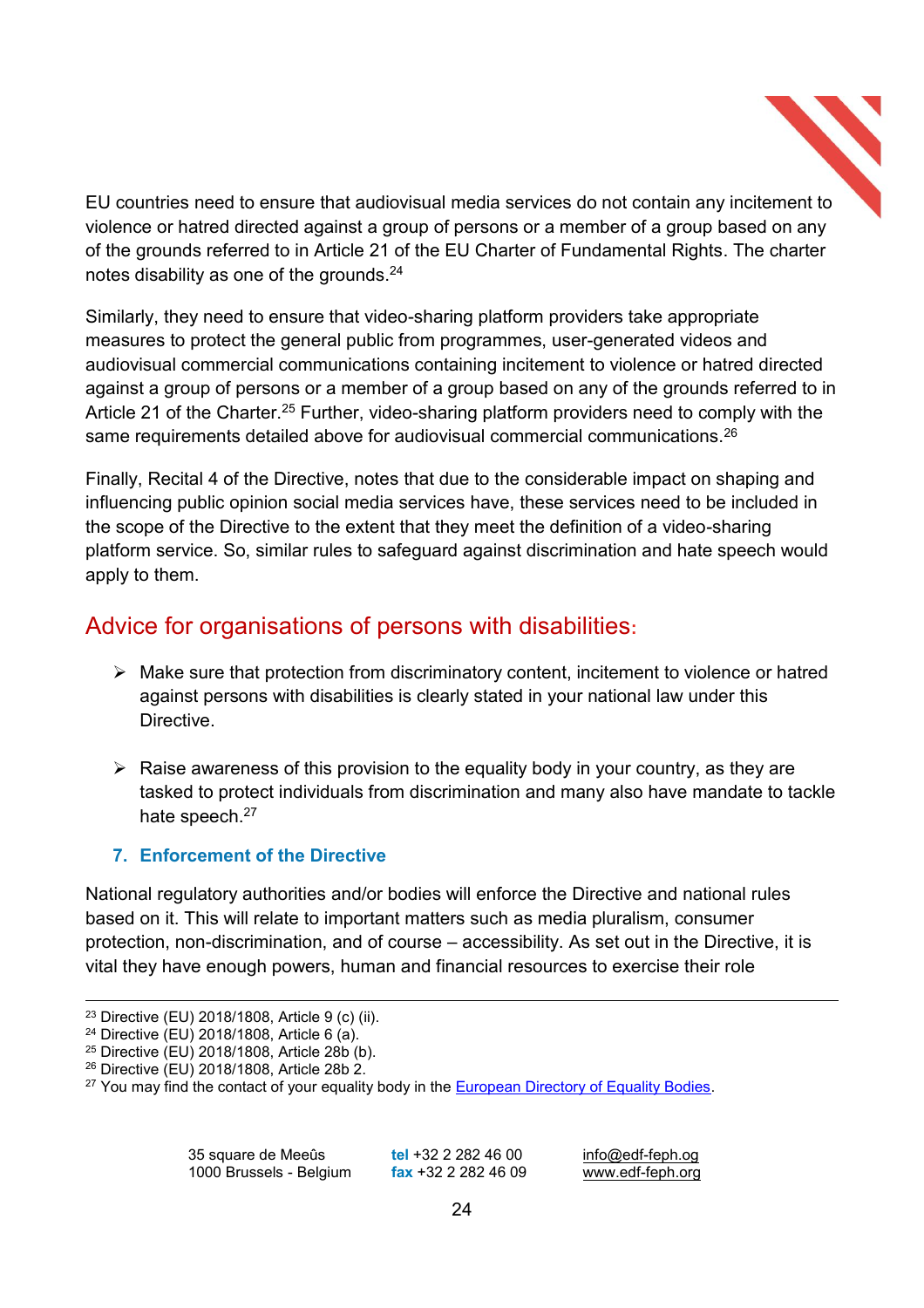EU countries need to ensure that audiovisual media services do not contain any incitement to violence or hatred directed against a group of persons or a member of a group based on any of the grounds referred to in Article 21 of the EU Charter of Fundamental Rights. The charter notes disability as one of the grounds.[24]

Similarly, they need to ensure that video-sharing platform providers take appropriate measures to protect the general public from programmes, user-generated videos and audiovisual commercial communications containing incitement to violence or hatred directed against a group of persons or a member of a group based on any of the grounds referred to in Article 21 of the Charter.[25] Further, video-sharing platform providers need to comply with the same requirements detailed above for audiovisual commercial communications.[26]

Finally, Recital 4 of the Directive, notes that due to the considerable impact on shaping and influencing public opinion social media services have, these services need to be included in the scope of the Directive to the extent that they meet the definition of a video-sharing platform service. So, similar rules to safeguard against discrimination and hate speech would apply to them.

## Advice for organisations of persons with disabilities:

- Make sure that protection from discriminatory content, incitement to violence or hatred against persons with disabilities is clearly stated in your national law under this Directive.
- Raise awareness of this provision to the equality body in your country, as they are tasked to protect individuals from discrimination and many also have mandate to tackle hate speech.[27]

### 7. Enforcement of the Directive

National regulatory authorities and/or bodies will enforce the Directive and national rules based on it. This will relate to important matters such as media pluralism, consumer protection, non-discrimination, and of course – accessibility. As set out in the Directive, it is vital they have enough powers, human and financial resources to exercise their role

---

[23] Directive (EU) 2018/1808, Article 9 (c) (ii).
[24] Directive (EU) 2018/1808, Article 6 (a).
[25] Directive (EU) 2018/1808, Article 28b (b).
[26] Directive (EU) 2018/1808, Article 28b 2.
[27] You may find the contact of your equality body in the European Directory of Equality Bodies.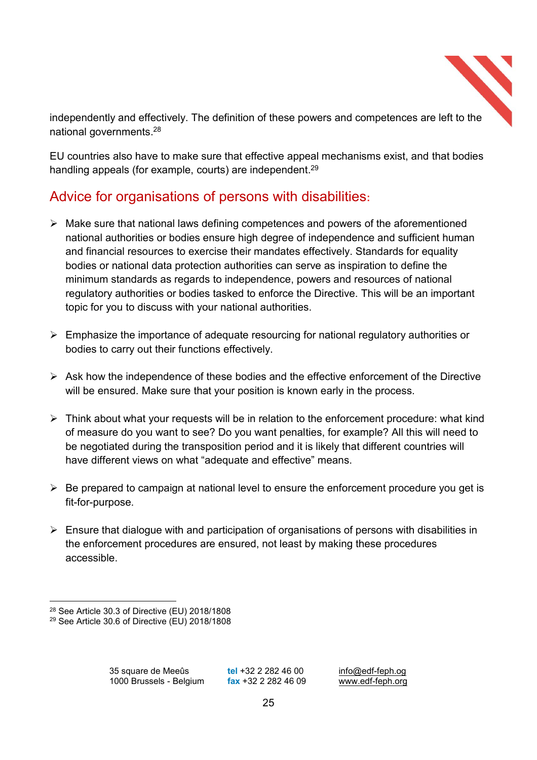independently and effectively. The definition of these powers and competences are left to the national governments.[28]

EU countries also have to make sure that effective appeal mechanisms exist, and that bodies handling appeals (for example, courts) are independent.[29]

## Advice for organisations of persons with disabilities:

- Make sure that national laws defining competences and powers of the aforementioned national authorities or bodies ensure high degree of independence and sufficient human and financial resources to exercise their mandates effectively. Standards for equality bodies or national data protection authorities can serve as inspiration to define the minimum standards as regards to independence, powers and resources of national regulatory authorities or bodies tasked to enforce the Directive. This will be an important topic for you to discuss with your national authorities.

- Emphasize the importance of adequate resourcing for national regulatory authorities or bodies to carry out their functions effectively.

- Ask how the independence of these bodies and the effective enforcement of the Directive will be ensured. Make sure that your position is known early in the process.

- Think about what your requests will be in relation to the enforcement procedure: what kind of measure do you want to see? Do you want penalties, for example? All this will need to be negotiated during the transposition period and it is likely that different countries will have different views on what "adequate and effective" means.

- Be prepared to campaign at national level to ensure the enforcement procedure you get is fit-for-purpose.

- Ensure that dialogue with and participation of organisations of persons with disabilities in the enforcement procedures are ensured, not least by making these procedures accessible.

---

[28] See Article 30.3 of Directive (EU) 2018/1808

[29] See Article 30.6 of Directive (EU) 2018/1808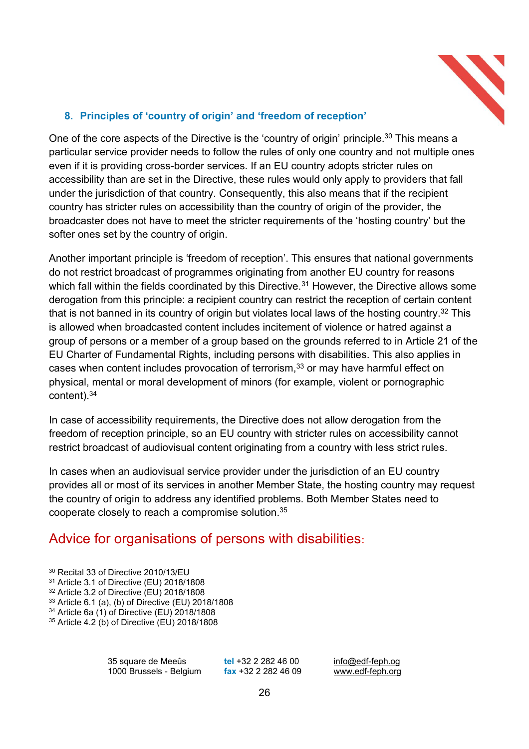### 8. Principles of 'country of origin' and 'freedom of reception'

One of the core aspects of the Directive is the 'country of origin' principle.[30] This means a particular service provider needs to follow the rules of only one country and not multiple ones even if it is providing cross-border services. If an EU country adopts stricter rules on accessibility than are set in the Directive, these rules would only apply to providers that fall under the jurisdiction of that country. Consequently, this also means that if the recipient country has stricter rules on accessibility than the country of origin of the provider, the broadcaster does not have to meet the stricter requirements of the 'hosting country' but the softer ones set by the country of origin.

Another important principle is 'freedom of reception'. This ensures that national governments do not restrict broadcast of programmes originating from another EU country for reasons which fall within the fields coordinated by this Directive.[31] However, the Directive allows some derogation from this principle: a recipient country can restrict the reception of certain content that is not banned in its country of origin but violates local laws of the hosting country.[32] This is allowed when broadcasted content includes incitement of violence or hatred against a group of persons or a member of a group based on the grounds referred to in Article 21 of the EU Charter of Fundamental Rights, including persons with disabilities. This also applies in cases when content includes provocation of terrorism,[33] or may have harmful effect on physical, mental or moral development of minors (for example, violent or pornographic content).[34]

In case of accessibility requirements, the Directive does not allow derogation from the freedom of reception principle, so an EU country with stricter rules on accessibility cannot restrict broadcast of audiovisual content originating from a country with less strict rules.

In cases when an audiovisual service provider under the jurisdiction of an EU country provides all or most of its services in another Member State, the hosting country may request the country of origin to address any identified problems. Both Member States need to cooperate closely to reach a compromise solution.[35]

## Advice for organisations of persons with disabilities:

---

[30] Recital 33 of Directive 2010/13/EU
[31] Article 3.1 of Directive (EU) 2018/1808
[32] Article 3.2 of Directive (EU) 2018/1808
[33] Article 6.1 (a), (b) of Directive (EU) 2018/1808
[34] Article 6a (1) of Directive (EU) 2018/1808
[35] Article 4.2 (b) of Directive (EU) 2018/1808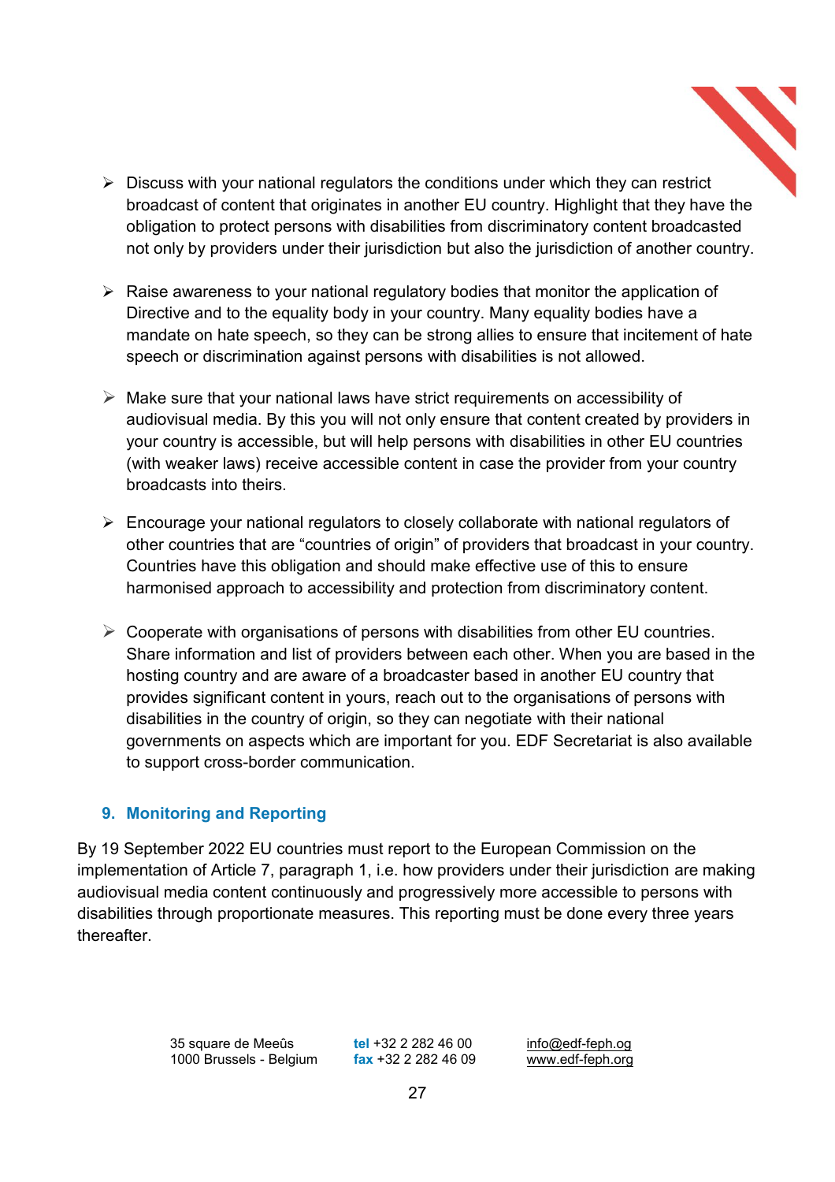- Discuss with your national regulators the conditions under which they can restrict broadcast of content that originates in another EU country. Highlight that they have the obligation to protect persons with disabilities from discriminatory content broadcasted not only by providers under their jurisdiction but also the jurisdiction of another country.

- Raise awareness to your national regulatory bodies that monitor the application of Directive and to the equality body in your country. Many equality bodies have a mandate on hate speech, so they can be strong allies to ensure that incitement of hate speech or discrimination against persons with disabilities is not allowed.

- Make sure that your national laws have strict requirements on accessibility of audiovisual media. By this you will not only ensure that content created by providers in your country is accessible, but will help persons with disabilities in other EU countries (with weaker laws) receive accessible content in case the provider from your country broadcasts into theirs.

- Encourage your national regulators to closely collaborate with national regulators of other countries that are "countries of origin" of providers that broadcast in your country. Countries have this obligation and should make effective use of this to ensure harmonised approach to accessibility and protection from discriminatory content.

- Cooperate with organisations of persons with disabilities from other EU countries. Share information and list of providers between each other. When you are based in the hosting country and are aware of a broadcaster based in another EU country that provides significant content in yours, reach out to the organisations of persons with disabilities in the country of origin, so they can negotiate with their national governments on aspects which are important for you. EDF Secretariat is also available to support cross-border communication.

## 9. Monitoring and Reporting

By 19 September 2022 EU countries must report to the European Commission on the implementation of Article 7, paragraph 1, i.e. how providers under their jurisdiction are making audiovisual media content continuously and progressively more accessible to persons with disabilities through proportionate measures. This reporting must be done every three years thereafter.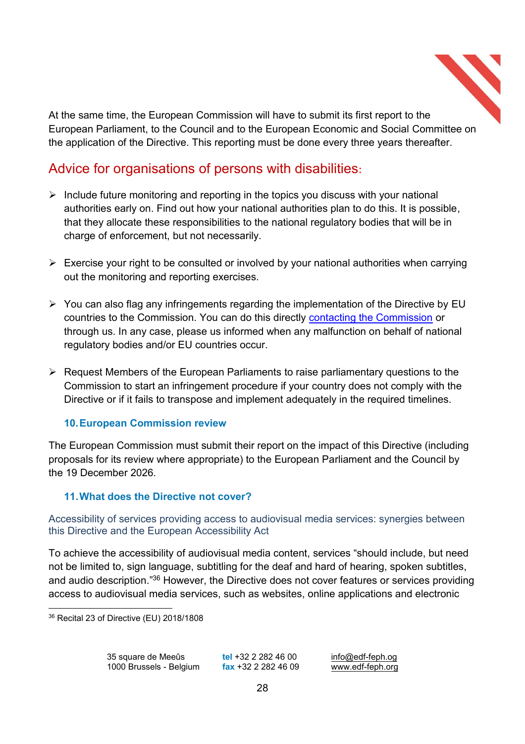At the same time, the European Commission will have to submit its first report to the European Parliament, to the Council and to the European Economic and Social Committee on the application of the Directive. This reporting must be done every three years thereafter.

## Advice for organisations of persons with disabilities:

- Include future monitoring and reporting in the topics you discuss with your national authorities early on. Find out how your national authorities plan to do this. It is possible, that they allocate these responsibilities to the national regulatory bodies that will be in charge of enforcement, but not necessarily.
- Exercise your right to be consulted or involved by your national authorities when carrying out the monitoring and reporting exercises.
- You can also flag any infringements regarding the implementation of the Directive by EU countries to the Commission. You can do this directly contacting the Commission or through us. In any case, please us informed when any malfunction on behalf of national regulatory bodies and/or EU countries occur.
- Request Members of the European Parliaments to raise parliamentary questions to the Commission to start an infringement procedure if your country does not comply with the Directive or if it fails to transpose and implement adequately in the required timelines.

### 10. European Commission review

The European Commission must submit their report on the impact of this Directive (including proposals for its review where appropriate) to the European Parliament and the Council by the 19 December 2026.

### 11. What does the Directive not cover?

#### Accessibility of services providing access to audiovisual media services: synergies between this Directive and the European Accessibility Act

To achieve the accessibility of audiovisual media content, services "should include, but need not be limited to, sign language, subtitling for the deaf and hard of hearing, spoken subtitles, and audio description."[36] However, the Directive does not cover features or services providing access to audiovisual media services, such as websites, online applications and electronic

[36] Recital 23 of Directive (EU) 2018/1808

35 square de Meeûs
1000 Brussels - Belgium

**tel** +32 2 282 46 00
**fax** +32 2 282 46 09

info@edf-feph.og
www.edf-feph.org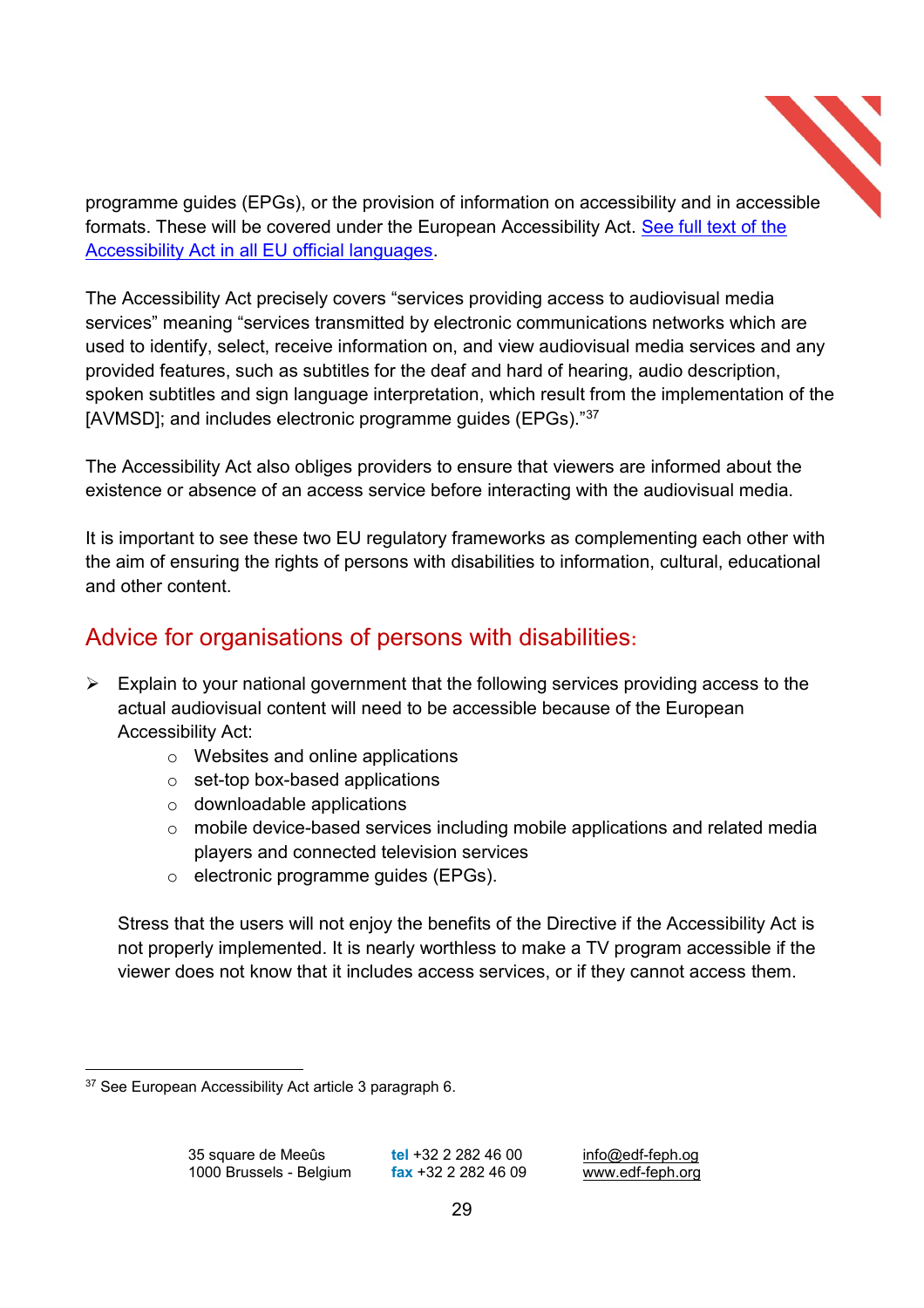programme guides (EPGs), or the provision of information on accessibility and in accessible formats. These will be covered under the European Accessibility Act. [See full text of the Accessibility Act in all EU official languages](#).

The Accessibility Act precisely covers “services providing access to audiovisual media services” meaning “services transmitted by electronic communications networks which are used to identify, select, receive information on, and view audiovisual media services and any provided features, such as subtitles for the deaf and hard of hearing, audio description, spoken subtitles and sign language interpretation, which result from the implementation of the [AVMSD]; and includes electronic programme guides (EPGs).”[37]

The Accessibility Act also obliges providers to ensure that viewers are informed about the existence or absence of an access service before interacting with the audiovisual media.

It is important to see these two EU regulatory frameworks as complementing each other with the aim of ensuring the rights of persons with disabilities to information, cultural, educational and other content.

## Advice for organisations of persons with disabilities:

- Explain to your national government that the following services providing access to the actual audiovisual content will need to be accessible because of the European Accessibility Act:
  - Websites and online applications
  - set-top box-based applications
  - downloadable applications
  - mobile device-based services including mobile applications and related media players and connected television services
  - electronic programme guides (EPGs).

  Stress that the users will not enjoy the benefits of the Directive if the Accessibility Act is not properly implemented. It is nearly worthless to make a TV program accessible if the viewer does not know that it includes access services, or if they cannot access them.

---

[37] See European Accessibility Act article 3 paragraph 6.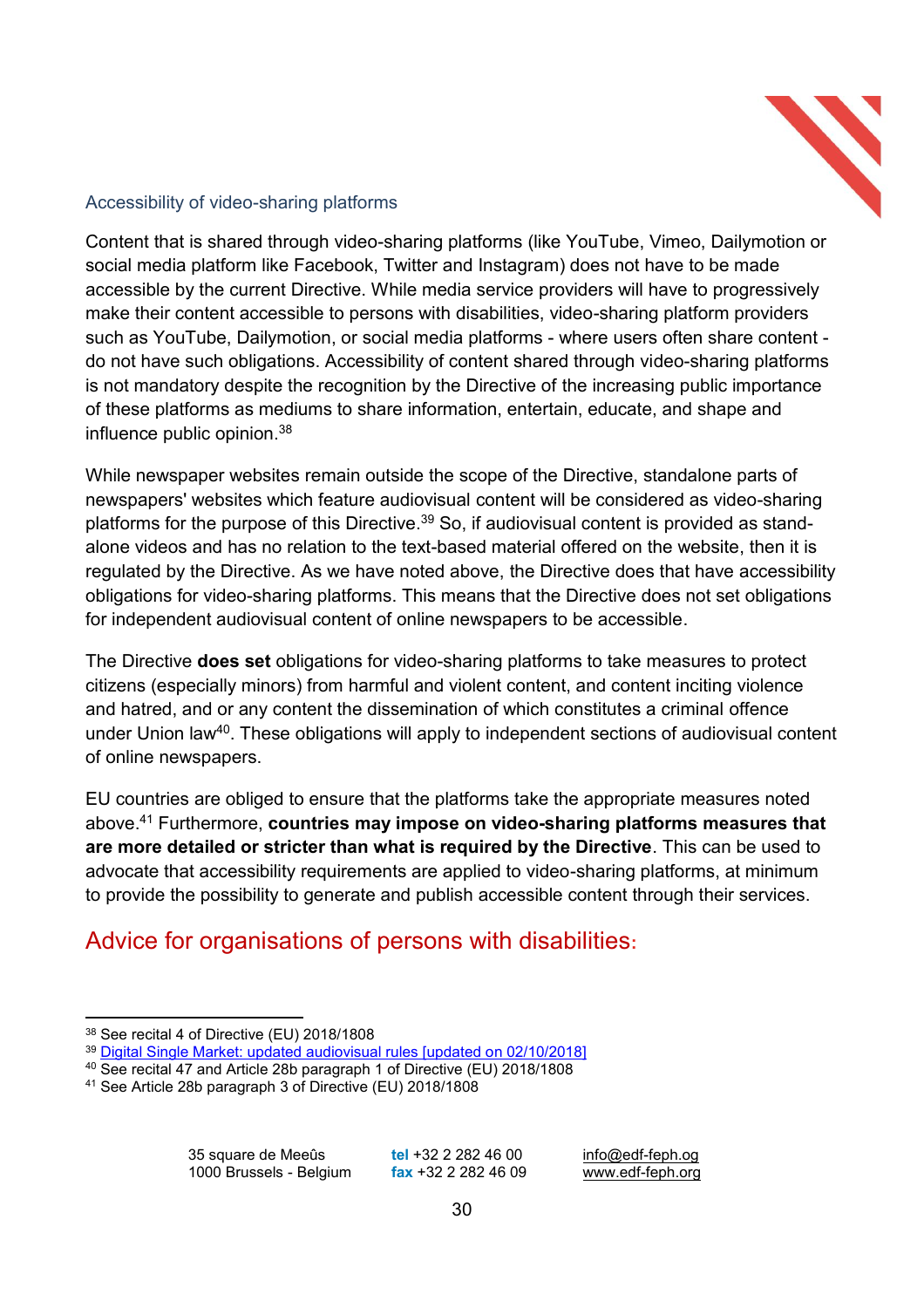### Accessibility of video-sharing platforms

Content that is shared through video-sharing platforms (like YouTube, Vimeo, Dailymotion or social media platform like Facebook, Twitter and Instagram) does not have to be made accessible by the current Directive. While media service providers will have to progressively make their content accessible to persons with disabilities, video-sharing platform providers such as YouTube, Dailymotion, or social media platforms - where users often share content - do not have such obligations. Accessibility of content shared through video-sharing platforms is not mandatory despite the recognition by the Directive of the increasing public importance of these platforms as mediums to share information, entertain, educate, and shape and influence public opinion.[38]

While newspaper websites remain outside the scope of the Directive, standalone parts of newspapers' websites which feature audiovisual content will be considered as video-sharing platforms for the purpose of this Directive.[39] So, if audiovisual content is provided as stand-alone videos and has no relation to the text-based material offered on the website, then it is regulated by the Directive. As we have noted above, the Directive does that have accessibility obligations for video-sharing platforms. This means that the Directive does not set obligations for independent audiovisual content of online newspapers to be accessible.

The Directive **does set** obligations for video-sharing platforms to take measures to protect citizens (especially minors) from harmful and violent content, and content inciting violence and hatred, and or any content the dissemination of which constitutes a criminal offence under Union law[40]. These obligations will apply to independent sections of audiovisual content of online newspapers.

EU countries are obliged to ensure that the platforms take the appropriate measures noted above.[41] Furthermore, **countries may impose on video-sharing platforms measures that are more detailed or stricter than what is required by the Directive**. This can be used to advocate that accessibility requirements are applied to video-sharing platforms, at minimum to provide the possibility to generate and publish accessible content through their services.

## Advice for organisations of persons with disabilities:

---

[38] See recital 4 of Directive (EU) 2018/1808

[39] [Digital Single Market: updated audiovisual rules [updated on 02/10/2018]]

[40] See recital 47 and Article 28b paragraph 1 of Directive (EU) 2018/1808

[41] See Article 28b paragraph 3 of Directive (EU) 2018/1808

35 square de Meeûs
1000 Brussels - Belgium

**tel** +32 2 282 46 00
**fax** +32 2 282 46 09

info@edf-feph.og
www.edf-feph.org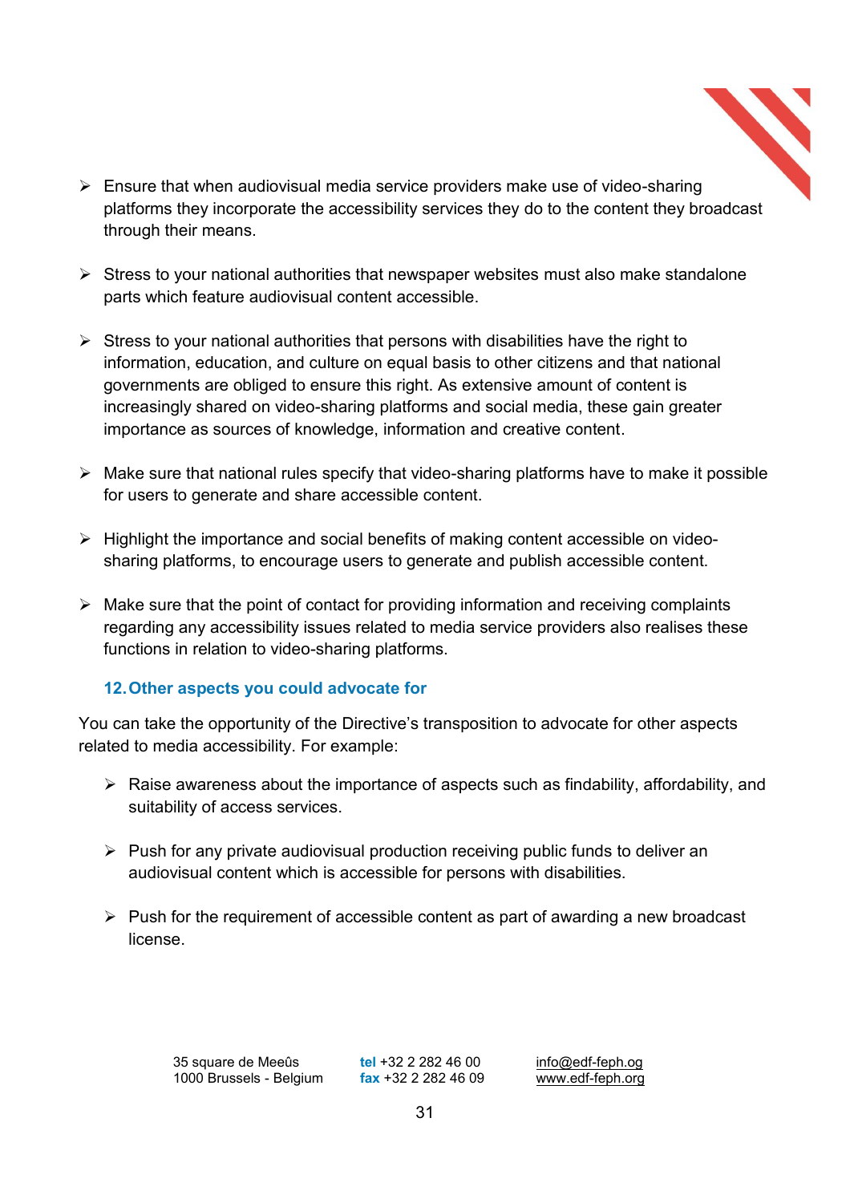- Ensure that when audiovisual media service providers make use of video-sharing platforms they incorporate the accessibility services they do to the content they broadcast through their means.

- Stress to your national authorities that newspaper websites must also make standalone parts which feature audiovisual content accessible.

- Stress to your national authorities that persons with disabilities have the right to information, education, and culture on equal basis to other citizens and that national governments are obliged to ensure this right. As extensive amount of content is increasingly shared on video-sharing platforms and social media, these gain greater importance as sources of knowledge, information and creative content.

- Make sure that national rules specify that video-sharing platforms have to make it possible for users to generate and share accessible content.

- Highlight the importance and social benefits of making content accessible on video-sharing platforms, to encourage users to generate and publish accessible content.

- Make sure that the point of contact for providing information and receiving complaints regarding any accessibility issues related to media service providers also realises these functions in relation to video-sharing platforms.

## 12. Other aspects you could advocate for

You can take the opportunity of the Directive's transposition to advocate for other aspects related to media accessibility. For example:

- Raise awareness about the importance of aspects such as findability, affordability, and suitability of access services.

- Push for any private audiovisual production receiving public funds to deliver an audiovisual content which is accessible for persons with disabilities.

- Push for the requirement of accessible content as part of awarding a new broadcast license.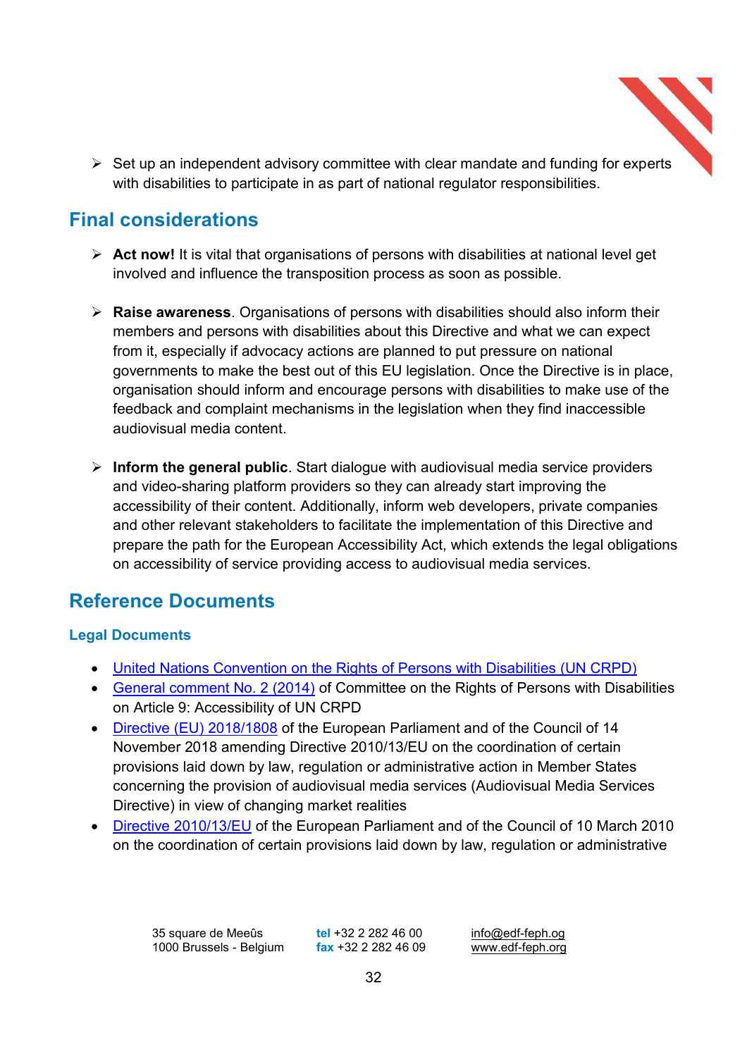- Set up an independent advisory committee with clear mandate and funding for experts with disabilities to participate in as part of national regulator responsibilities.

## Final considerations

- **Act now!** It is vital that organisations of persons with disabilities at national level get involved and influence the transposition process as soon as possible.

- **Raise awareness**. Organisations of persons with disabilities should also inform their members and persons with disabilities about this Directive and what we can expect from it, especially if advocacy actions are planned to put pressure on national governments to make the best out of this EU legislation. Once the Directive is in place, organisation should inform and encourage persons with disabilities to make use of the feedback and complaint mechanisms in the legislation when they find inaccessible audiovisual media content.

- **Inform the general public**. Start dialogue with audiovisual media service providers and video-sharing platform providers so they can already start improving the accessibility of their content. Additionally, inform web developers, private companies and other relevant stakeholders to facilitate the implementation of this Directive and prepare the path for the European Accessibility Act, which extends the legal obligations on accessibility of service providing access to audiovisual media services.

## Reference Documents

### Legal Documents

- United Nations Convention on the Rights of Persons with Disabilities (UN CRPD)
- General comment No. 2 (2014) of Committee on the Rights of Persons with Disabilities on Article 9: Accessibility of UN CRPD
- Directive (EU) 2018/1808 of the European Parliament and of the Council of 14 November 2018 amending Directive 2010/13/EU on the coordination of certain provisions laid down by law, regulation or administrative action in Member States concerning the provision of audiovisual media services (Audiovisual Media Services Directive) in view of changing market realities
- Directive 2010/13/EU of the European Parliament and of the Council of 10 March 2010 on the coordination of certain provisions laid down by law, regulation or administrative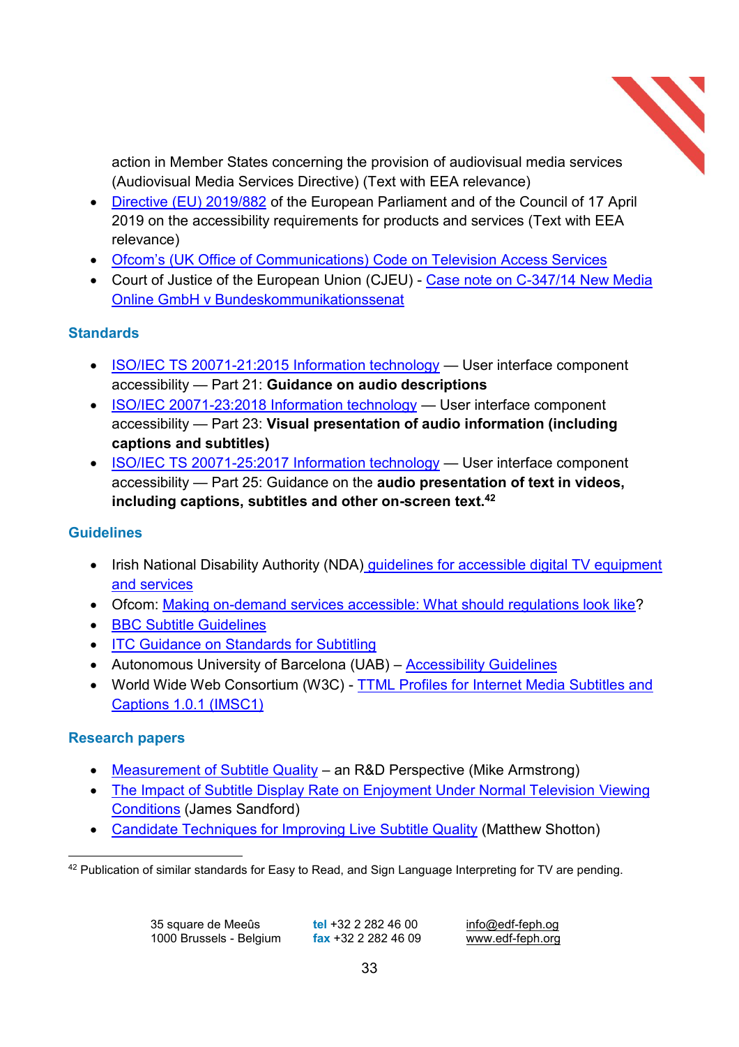action in Member States concerning the provision of audiovisual media services (Audiovisual Media Services Directive) (Text with EEA relevance)

- Directive (EU) 2019/882 of the European Parliament and of the Council of 17 April 2019 on the accessibility requirements for products and services (Text with EEA relevance)
- Ofcom's (UK Office of Communications) Code on Television Access Services
- Court of Justice of the European Union (CJEU) - Case note on C-347/14 New Media Online GmbH v Bundeskommunikationssenat

### Standards

- ISO/IEC TS 20071-21:2015 Information technology — User interface component accessibility — Part 21: **Guidance on audio descriptions**
- ISO/IEC 20071-23:2018 Information technology — User interface component accessibility — Part 23: **Visual presentation of audio information (including captions and subtitles)**
- ISO/IEC TS 20071-25:2017 Information technology — User interface component accessibility — Part 25: Guidance on the **audio presentation of text in videos, including captions, subtitles and other on-screen text.**[42]

### Guidelines

- Irish National Disability Authority (NDA) guidelines for accessible digital TV equipment and services
- Ofcom: Making on-demand services accessible: What should regulations look like?
- BBC Subtitle Guidelines
- ITC Guidance on Standards for Subtitling
- Autonomous University of Barcelona (UAB) – Accessibility Guidelines
- World Wide Web Consortium (W3C) - TTML Profiles for Internet Media Subtitles and Captions 1.0.1 (IMSC1)

### Research papers

- Measurement of Subtitle Quality – an R&D Perspective (Mike Armstrong)
- The Impact of Subtitle Display Rate on Enjoyment Under Normal Television Viewing Conditions (James Sandford)
- Candidate Techniques for Improving Live Subtitle Quality (Matthew Shotton)

---

[42] Publication of similar standards for Easy to Read, and Sign Language Interpreting for TV are pending.

35 square de Meeûs
1000 Brussels - Belgium

**tel** +32 2 282 46 00
**fax** +32 2 282 46 09

info@edf-feph.og
www.edf-feph.org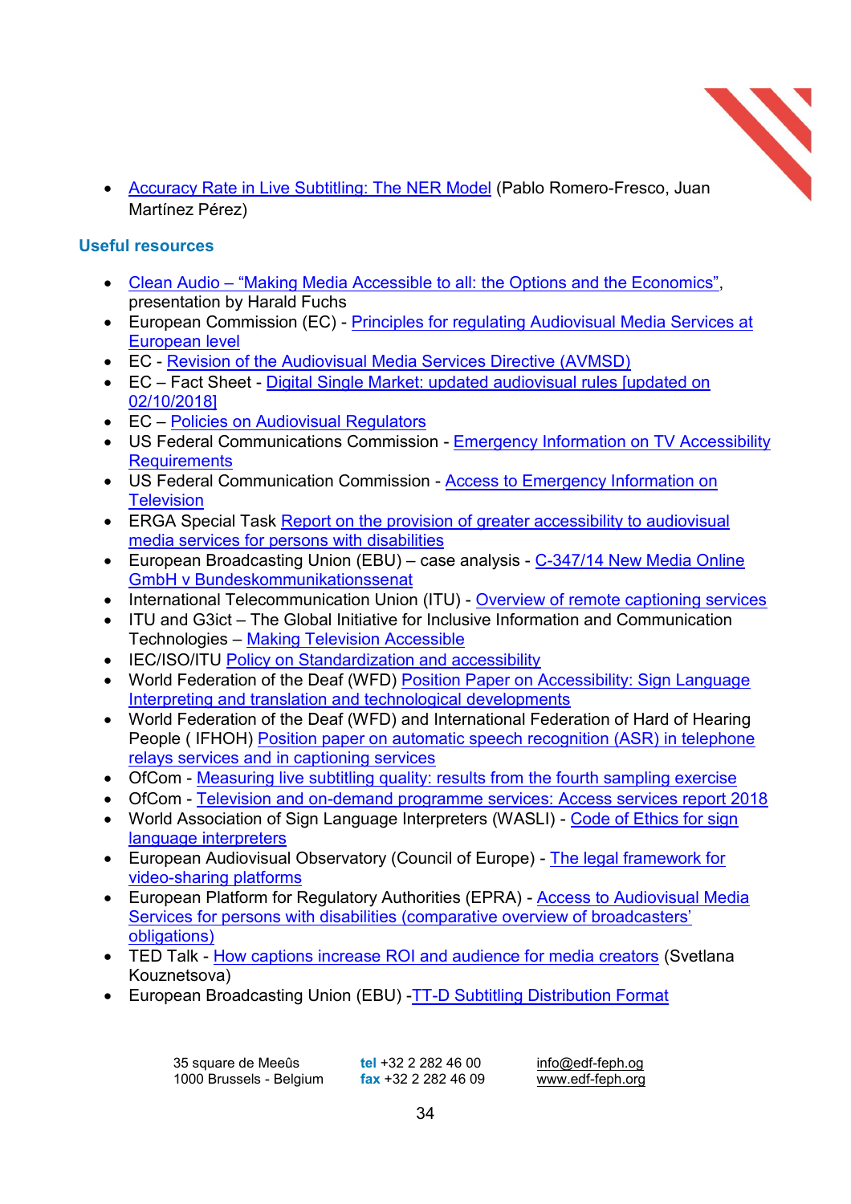- Accuracy Rate in Live Subtitling: The NER Model (Pablo Romero-Fresco, Juan Martínez Pérez)

## Useful resources

- Clean Audio – "Making Media Accessible to all: the Options and the Economics", presentation by Harald Fuchs
- European Commission (EC) - Principles for regulating Audiovisual Media Services at European level
- EC - Revision of the Audiovisual Media Services Directive (AVMSD)
- EC – Fact Sheet - Digital Single Market: updated audiovisual rules [updated on 02/10/2018]
- EC – Policies on Audiovisual Regulators
- US Federal Communications Commission - Emergency Information on TV Accessibility Requirements
- US Federal Communication Commission - Access to Emergency Information on Television
- ERGA Special Task Report on the provision of greater accessibility to audiovisual media services for persons with disabilities
- European Broadcasting Union (EBU) – case analysis - C-347/14 New Media Online GmbH v Bundeskommunikationssenat
- International Telecommunication Union (ITU) - Overview of remote captioning services
- ITU and G3ict – The Global Initiative for Inclusive Information and Communication Technologies – Making Television Accessible
- IEC/ISO/ITU Policy on Standardization and accessibility
- World Federation of the Deaf (WFD) Position Paper on Accessibility: Sign Language Interpreting and translation and technological developments
- World Federation of the Deaf (WFD) and International Federation of Hard of Hearing People ( IFHOH) Position paper on automatic speech recognition (ASR) in telephone relays services and in captioning services
- OfCom - Measuring live subtitling quality: results from the fourth sampling exercise
- OfCom - Television and on-demand programme services: Access services report 2018
- World Association of Sign Language Interpreters (WASLI) - Code of Ethics for sign language interpreters
- European Audiovisual Observatory (Council of Europe) - The legal framework for video-sharing platforms
- European Platform for Regulatory Authorities (EPRA) - Access to Audiovisual Media Services for persons with disabilities (comparative overview of broadcasters' obligations)
- TED Talk - How captions increase ROI and audience for media creators (Svetlana Kouznetsova)
- European Broadcasting Union (EBU) -TT-D Subtitling Distribution Format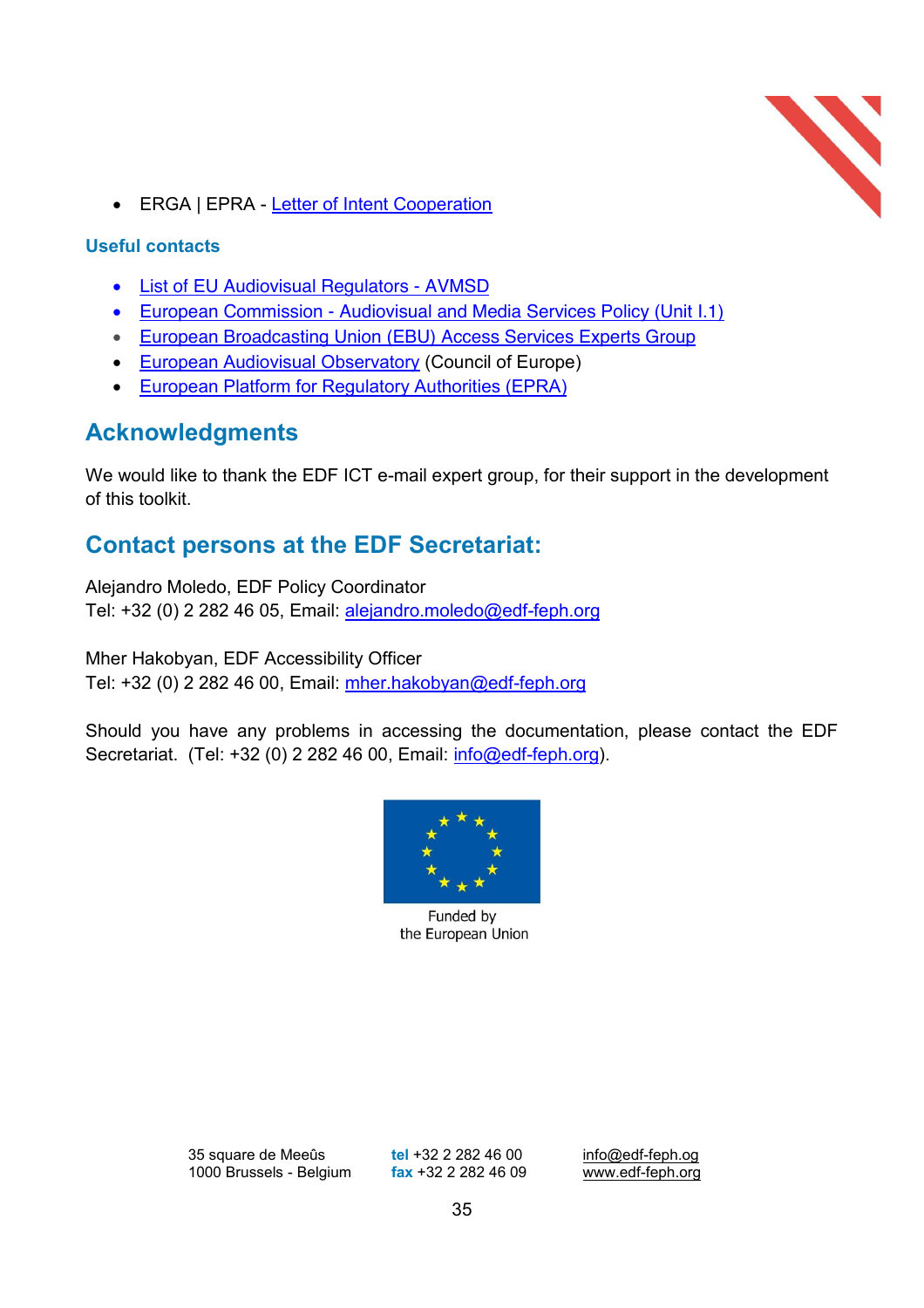- ERGA | EPRA - Letter of Intent Cooperation

### Useful contacts

- List of EU Audiovisual Regulators - AVMSD
- European Commission - Audiovisual and Media Services Policy (Unit I.1)
- European Broadcasting Union (EBU) Access Services Experts Group
- European Audiovisual Observatory (Council of Europe)
- European Platform for Regulatory Authorities (EPRA)

## Acknowledgments

We would like to thank the EDF ICT e-mail expert group, for their support in the development of this toolkit.

## Contact persons at the EDF Secretariat:

Alejandro Moledo, EDF Policy Coordinator
Tel: +32 (0) 2 282 46 05, Email: alejandro.moledo@edf-feph.org

Mher Hakobyan, EDF Accessibility Officer
Tel: +32 (0) 2 282 46 00, Email: mher.hakobyan@edf-feph.org

Should you have any problems in accessing the documentation, please contact the EDF Secretariat. (Tel: +32 (0) 2 282 46 00, Email: info@edf-feph.org).

Funded by
the European Union

35 square de Meeûs
1000 Brussels - Belgium

**tel** +32 2 282 46 00
**fax** +32 2 282 46 09

info@edf-feph.og
www.edf-feph.org